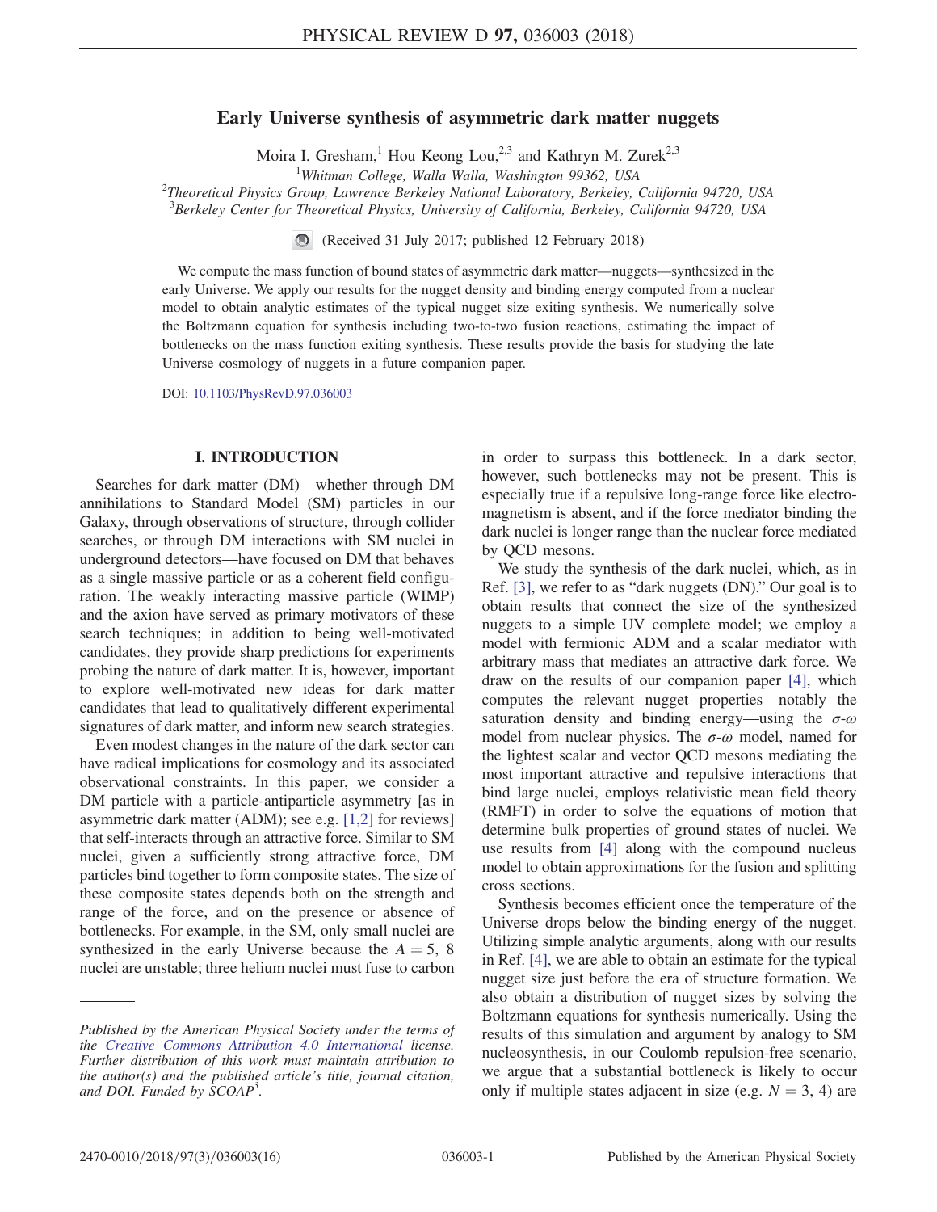# Early Universe synthesis of asymmetric dark matter nuggets

Moira I. Gresham,[1] Hou Keong Lou,[2,3] and Kathryn M. Zurek[2,3]

[1]Whitman College, Walla Walla, Washington 99362, USA
[2]Theoretical Physics Group, Lawrence Berkeley National Laboratory, Berkeley, California 94720, USA
[3]Berkeley Center for Theoretical Physics, University of California, Berkeley, California 94720, USA

(Received 31 July 2017; published 12 February 2018)

We compute the mass function of bound states of asymmetric dark matter—nuggets—synthesized in the early Universe. We apply our results for the nugget density and binding energy computed from a nuclear model to obtain analytic estimates of the typical nugget size exiting synthesis. We numerically solve the Boltzmann equation for synthesis including two-to-two fusion reactions, estimating the impact of bottlenecks on the mass function exiting synthesis. These results provide the basis for studying the late Universe cosmology of nuggets in a future companion paper.

DOI: 10.1103/PhysRevD.97.036003

## I. INTRODUCTION

Searches for dark matter (DM)—whether through DM annihilations to Standard Model (SM) particles in our Galaxy, through observations of structure, through collider searches, or through DM interactions with SM nuclei in underground detectors—have focused on DM that behaves as a single massive particle or as a coherent field configuration. The weakly interacting massive particle (WIMP) and the axion have served as primary motivators of these search techniques; in addition to being well-motivated candidates, they provide sharp predictions for experiments probing the nature of dark matter. It is, however, important to explore well-motivated new ideas for dark matter candidates that lead to qualitatively different experimental signatures of dark matter, and inform new search strategies.

Even modest changes in the nature of the dark sector can have radical implications for cosmology and its associated observational constraints. In this paper, we consider a DM particle with a particle-antiparticle asymmetry [as in asymmetric dark matter (ADM); see e.g. [1,2] for reviews] that self-interacts through an attractive force. Similar to SM nuclei, given a sufficiently strong attractive force, DM particles bind together to form composite states. The size of these composite states depends both on the strength and range of the force, and on the presence or absence of bottlenecks. For example, in the SM, only small nuclei are synthesized in the early Universe because the $A = 5$, 8 nuclei are unstable; three helium nuclei must fuse to carbon in order to surpass this bottleneck. In a dark sector, however, such bottlenecks may not be present. This is especially true if a repulsive long-range force like electromagnetism is absent, and if the force mediator binding the dark nuclei is longer range than the nuclear force mediated by QCD mesons.

We study the synthesis of the dark nuclei, which, as in Ref. [3], we refer to as "dark nuggets (DN)." Our goal is to obtain results that connect the size of the synthesized nuggets to a simple UV complete model; we employ a model with fermionic ADM and a scalar mediator with arbitrary mass that mediates an attractive dark force. We draw on the results of our companion paper [4], which computes the relevant nugget properties—notably the saturation density and binding energy—using the $\sigma$-$\omega$ model from nuclear physics. The $\sigma$-$\omega$ model, named for the lightest scalar and vector QCD mesons mediating the most important attractive and repulsive interactions that bind large nuclei, employs relativistic mean field theory (RMFT) in order to solve the equations of motion that determine bulk properties of ground states of nuclei. We use results from [4] along with the compound nucleus model to obtain approximations for the fusion and splitting cross sections.

Synthesis becomes efficient once the temperature of the Universe drops below the binding energy of the nugget. Utilizing simple analytic arguments, along with our results in Ref. [4], we are able to obtain an estimate for the typical nugget size just before the era of structure formation. We also obtain a distribution of nugget sizes by solving the Boltzmann equations for synthesis numerically. Using the results of this simulation and argument by analogy to SM nucleosynthesis, in our Coulomb repulsion-free scenario, we argue that a substantial bottleneck is likely to occur only if multiple states adjacent in size (e.g. $N = 3$, 4) are

---

*Published by the American Physical Society under the terms of the Creative Commons Attribution 4.0 International license. Further distribution of this work must maintain attribution to the author(s) and the published article's title, journal citation, and DOI. Funded by SCOAP[3].*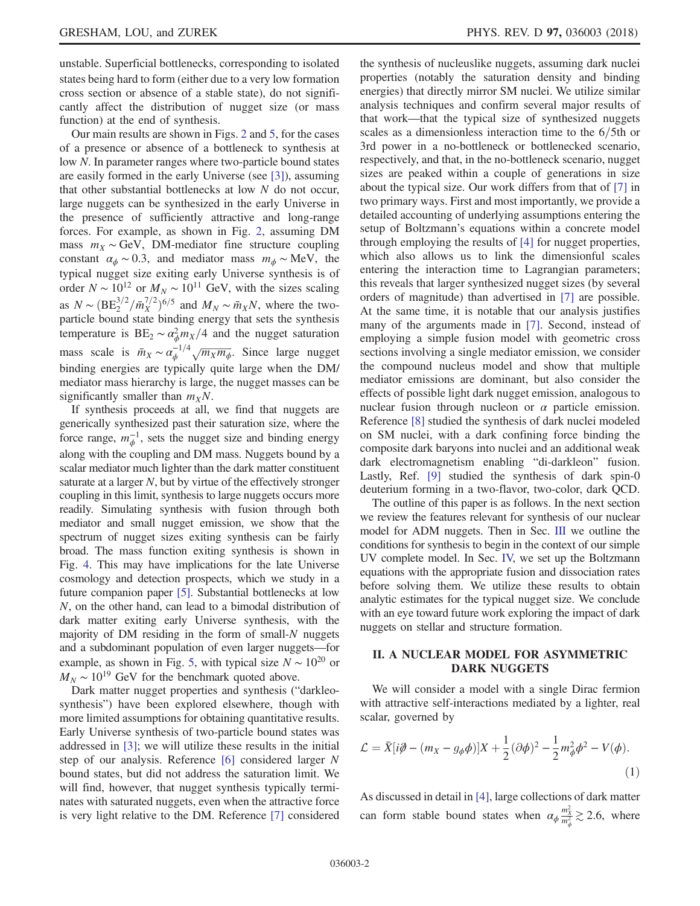unstable. Superficial bottlenecks, corresponding to isolated states being hard to form (either due to a very low formation cross section or absence of a stable state), do not significantly affect the distribution of nugget size (or mass function) at the end of synthesis.

Our main results are shown in Figs. 2 and 5, for the cases of a presence or absence of a bottleneck to synthesis at low $N$. In parameter ranges where two-particle bound states are easily formed in the early Universe (see [3]), assuming that other substantial bottlenecks at low $N$ do not occur, large nuggets can be synthesized in the early Universe in the presence of sufficiently attractive and long-range forces. For example, as shown in Fig. 2, assuming DM mass $m_X \sim \text{GeV}$, DM-mediator fine structure coupling constant $\alpha_\phi \sim 0.3$, and mediator mass $m_\phi \sim \text{MeV}$, the typical nugget size exiting early Universe synthesis is of order $N \sim 10^{12}$ or $M_N \sim 10^{11}$ GeV, with the sizes scaling as $N \sim (\text{BE}_2^{3/2}/\bar{m}_X^{7/2})^{6/5}$ and $M_N \sim \bar{m}_X N$, where the two-particle bound state binding energy that sets the synthesis temperature is $\text{BE}_2 \sim \alpha_\phi^2 m_X/4$ and the nugget saturation mass scale is $\bar{m}_X \sim \alpha_\phi^{-1/4}\sqrt{m_X m_\phi}$. Since large nugget binding energies are typically quite large when the DM/mediator mass hierarchy is large, the nugget masses can be significantly smaller than $m_X N$.

If synthesis proceeds at all, we find that nuggets are generically synthesized past their saturation size, where the force range, $m_\phi^{-1}$, sets the nugget size and binding energy along with the coupling and DM mass. Nuggets bound by a scalar mediator much lighter than the dark matter constituent saturate at a larger $N$, but by virtue of the effectively stronger coupling in this limit, synthesis to large nuggets occurs more readily. Simulating synthesis with fusion through both mediator and small nugget emission, we show that the spectrum of nugget sizes exiting synthesis can be fairly broad. The mass function exiting synthesis is shown in Fig. 4. This may have implications for the late Universe cosmology and detection prospects, which we study in a future companion paper [5]. Substantial bottlenecks at low $N$, on the other hand, can lead to a bimodal distribution of dark matter exiting early Universe synthesis, with the majority of DM residing in the form of small-$N$ nuggets and a subdominant population of even larger nuggets—for example, as shown in Fig. 5, with typical size $N \sim 10^{20}$ or $M_N \sim 10^{19}$ GeV for the benchmark quoted above.

Dark matter nugget properties and synthesis ("darkleosynthesis") have been explored elsewhere, though with more limited assumptions for obtaining quantitative results. Early Universe synthesis of two-particle bound states was addressed in [3]; we will utilize these results in the initial step of our analysis. Reference [6] considered larger $N$ bound states, but did not address the saturation limit. We will find, however, that nugget synthesis typically terminates with saturated nuggets, even when the attractive force is very light relative to the DM. Reference [7] considered the synthesis of nucleuslike nuggets, assuming dark nuclei properties (notably the saturation density and binding energies) that directly mirror SM nuclei. We utilize similar analysis techniques and confirm several major results of that work—that the typical size of synthesized nuggets scales as a dimensionless interaction time to the 6/5th or 3rd power in a no-bottleneck or bottlenecked scenario, respectively, and that, in the no-bottleneck scenario, nugget sizes are peaked within a couple of generations in size about the typical size. Our work differs from that of [7] in two primary ways. First and most importantly, we provide a detailed accounting of underlying assumptions entering the setup of Boltzmann's equations within a concrete model through employing the results of [4] for nugget properties, which also allows us to link the dimensionful scales entering the interaction time to Lagrangian parameters; this reveals that larger synthesized nugget sizes (by several orders of magnitude) than advertised in [7] are possible. At the same time, it is notable that our analysis justifies many of the arguments made in [7]. Second, instead of employing a simple fusion model with geometric cross sections involving a single mediator emission, we consider the compound nucleus model and show that multiple mediator emissions are dominant, but also consider the effects of possible light dark nugget emission, analogous to nuclear fusion through nucleon or $\alpha$ particle emission. Reference [8] studied the synthesis of dark nuclei modeled on SM nuclei, with a dark confining force binding the composite dark baryons into nuclei and an additional weak dark electromagnetism enabling "di-darkleon" fusion. Lastly, Ref. [9] studied the synthesis of dark spin-0 deuterium forming in a two-flavor, two-color, dark QCD.

The outline of this paper is as follows. In the next section we review the features relevant for synthesis of our nuclear model for ADM nuggets. Then in Sec. III we outline the conditions for synthesis to begin in the context of our simple UV complete model. In Sec. IV, we set up the Boltzmann equations with the appropriate fusion and dissociation rates before solving them. We utilize these results to obtain analytic estimates for the typical nugget size. We conclude with an eye toward future work exploring the impact of dark nuggets on stellar and structure formation.

## II. A NUCLEAR MODEL FOR ASYMMETRIC DARK NUGGETS

We will consider a model with a single Dirac fermion with attractive self-interactions mediated by a lighter, real scalar, governed by

$$\mathcal{L} = \bar{X}[i\partial\!\!\!/ - (m_X - g_\phi \phi)]X + \frac{1}{2}(\partial\phi)^2 - \frac{1}{2}m_\phi^2\phi^2 - V(\phi). \tag{1}$$

As discussed in detail in [4], large collections of dark matter can form stable bound states when $\alpha_\phi \frac{m_X^2}{m_\phi^2} \gtrsim 2.6$, where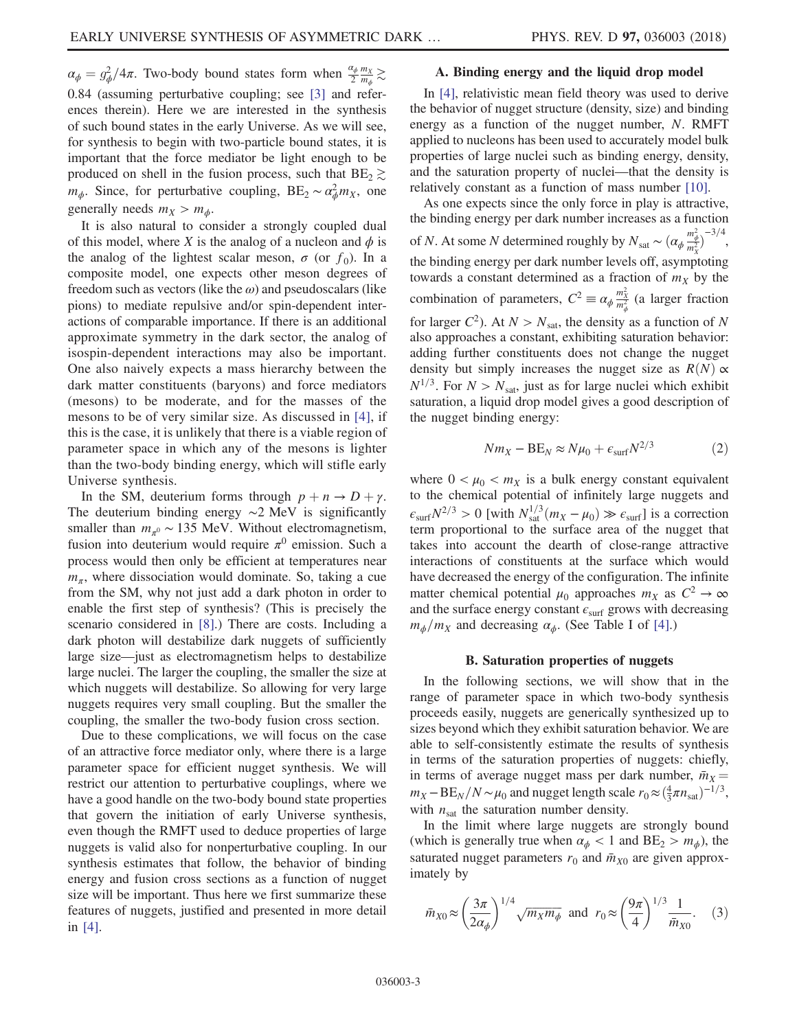$\alpha_\phi = g_\phi^2/4\pi$. Two-body bound states form when $\frac{\alpha_\phi}{2}\frac{m_X}{m_\phi} \gtrsim 0.84$ (assuming perturbative coupling; see [3] and references therein). Here we are interested in the synthesis of such bound states in the early Universe. As we will see, for synthesis to begin with two-particle bound states, it is important that the force mediator be light enough to be produced on shell in the fusion process, such that $\text{BE}_2 \gtrsim m_\phi$. Since, for perturbative coupling, $\text{BE}_2 \sim \alpha_\phi^2 m_X$, one generally needs $m_X > m_\phi$.

It is also natural to consider a strongly coupled dual of this model, where $X$ is the analog of a nucleon and $\phi$ is the analog of the lightest scalar meson, $\sigma$ (or $f_0$). In a composite model, one expects other meson degrees of freedom such as vectors (like the $\omega$) and pseudoscalars (like pions) to mediate repulsive and/or spin-dependent interactions of comparable importance. If there is an additional approximate symmetry in the dark sector, the analog of isospin-dependent interactions may also be important. One also naively expects a mass hierarchy between the dark matter constituents (baryons) and force mediators (mesons) to be moderate, and for the masses of the mesons to be of very similar size. As discussed in [4], if this is the case, it is unlikely that there is a viable region of parameter space in which any of the mesons is lighter than the two-body binding energy, which will stifle early Universe synthesis.

In the SM, deuterium forms through $p + n \to D + \gamma$. The deuterium binding energy $\sim$2 MeV is significantly smaller than $m_{\pi^0} \sim 135$ MeV. Without electromagnetism, fusion into deuterium would require $\pi^0$ emission. Such a process would then only be efficient at temperatures near $m_\pi$, where dissociation would dominate. So, taking a cue from the SM, why not just add a dark photon in order to enable the first step of synthesis? (This is precisely the scenario considered in [8].) There are costs. Including a dark photon will destabilize dark nuggets of sufficiently large size—just as electromagnetism helps to destabilize large nuclei. The larger the coupling, the smaller the size at which nuggets will destabilize. So allowing for very large nuggets requires very small coupling. But the smaller the coupling, the smaller the two-body fusion cross section.

Due to these complications, we will focus on the case of an attractive force mediator only, where there is a large parameter space for efficient nugget synthesis. We will restrict our attention to perturbative couplings, where we have a good handle on the two-body bound state properties that govern the initiation of early Universe synthesis, even though the RMFT used to deduce properties of large nuggets is valid also for nonperturbative coupling. In our synthesis estimates that follow, the behavior of binding energy and fusion cross sections as a function of nugget size will be important. Thus here we first summarize these features of nuggets, justified and presented in more detail in [4].

### A. Binding energy and the liquid drop model

In [4], relativistic mean field theory was used to derive the behavior of nugget structure (density, size) and binding energy as a function of the nugget number, $N$. RMFT applied to nucleons has been used to accurately model bulk properties of large nuclei such as binding energy, density, and the saturation property of nuclei—that the density is relatively constant as a function of mass number [10].

As one expects since the only force in play is attractive, the binding energy per dark number increases as a function of $N$. At some $N$ determined roughly by $N_{\text{sat}} \sim (\alpha_\phi \frac{m_\phi^2}{m_X^2})^{-3/4}$, the binding energy per dark number levels off, asymptoting towards a constant determined as a fraction of $m_X$ by the combination of parameters, $C^2 \equiv \alpha_\phi \frac{m_X^2}{m_\phi^2}$ (a larger fraction for larger $C^2$). At $N > N_{\text{sat}}$, the density as a function of $N$ also approaches a constant, exhibiting saturation behavior: adding further constituents does not change the nugget density but simply increases the nugget size as $R(N) \propto N^{1/3}$. For $N > N_{\text{sat}}$, just as for large nuclei which exhibit saturation, a liquid drop model gives a good description of the nugget binding energy:

$$N m_X - \text{BE}_N \approx N\mu_0 + \epsilon_{\text{surf}} N^{2/3} \tag{2}$$

where $0 < \mu_0 < m_X$ is a bulk energy constant equivalent to the chemical potential of infinitely large nuggets and $\epsilon_{\text{surf}} N^{2/3} > 0$ [with $N_{\text{sat}}^{1/3}(m_X - \mu_0) \gg \epsilon_{\text{surf}}$] is a correction term proportional to the surface area of the nugget that takes into account the dearth of close-range attractive interactions of constituents at the surface which would have decreased the energy of the configuration. The infinite matter chemical potential $\mu_0$ approaches $m_X$ as $C^2 \to \infty$ and the surface energy constant $\epsilon_{\text{surf}}$ grows with decreasing $m_\phi/m_X$ and decreasing $\alpha_\phi$. (See Table I of [4].)

### B. Saturation properties of nuggets

In the following sections, we will show that in the range of parameter space in which two-body synthesis proceeds easily, nuggets are generically synthesized up to sizes beyond which they exhibit saturation behavior. We are able to self-consistently estimate the results of synthesis in terms of the saturation properties of nuggets: chiefly, in terms of average nugget mass per dark number, $\bar{m}_X = m_X - \text{BE}_N/N \sim \mu_0$ and nugget length scale $r_0 \approx (\frac{4}{3}\pi n_{\text{sat}})^{-1/3}$, with $n_{\text{sat}}$ the saturation number density.

In the limit where large nuggets are strongly bound (which is generally true when $\alpha_\phi < 1$ and $\text{BE}_2 > m_\phi$), the saturated nugget parameters $r_0$ and $\bar{m}_{X0}$ are given approximately by

$$\bar{m}_{X0} \approx \left(\frac{3\pi}{2\alpha_\phi}\right)^{1/4} \sqrt{m_X m_\phi} \quad \text{and} \quad r_0 \approx \left(\frac{9\pi}{4}\right)^{1/3} \frac{1}{\bar{m}_{X0}}. \tag{3}$$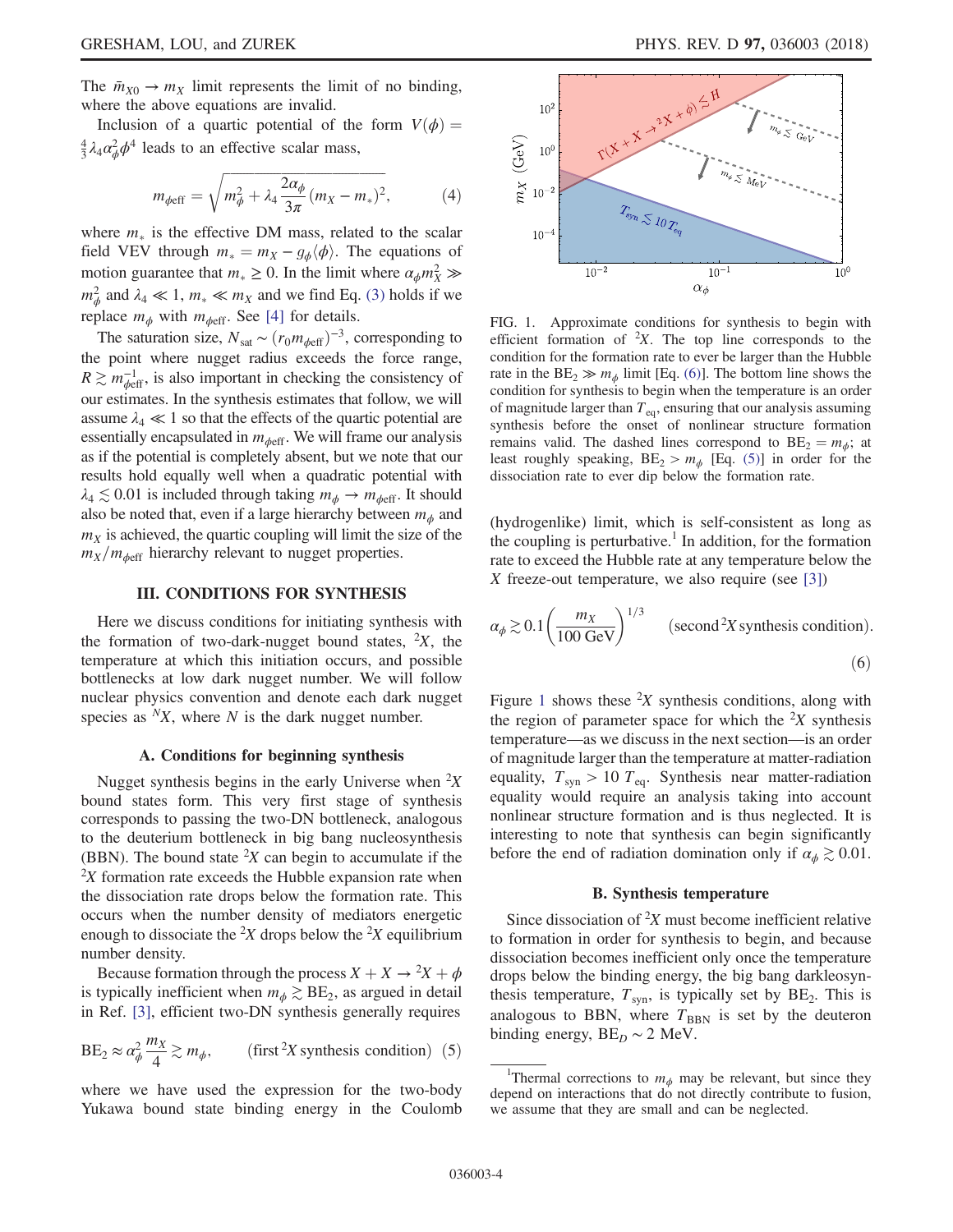The $\bar{m}_{X0} \to m_X$ limit represents the limit of no binding, where the above equations are invalid.

Inclusion of a quartic potential of the form $V(\phi) = \frac{4}{3}\lambda_4 \alpha_\phi^2 \phi^4$ leads to an effective scalar mass,

$$m_{\phi\text{eff}} = \sqrt{m_\phi^2 + \lambda_4 \frac{2\alpha_\phi}{3\pi}(m_X - m_*)^2}, \tag{4}$$

where $m_*$ is the effective DM mass, related to the scalar field VEV through $m_* = m_X - g_\phi \langle\phi\rangle$. The equations of motion guarantee that $m_* \geq 0$. In the limit where $\alpha_\phi m_X^2 \gg m_\phi^2$ and $\lambda_4 \ll 1$, $m_* \ll m_X$ and we find Eq. (3) holds if we replace $m_\phi$ with $m_{\phi\text{eff}}$. See [4] for details.

The saturation size, $N_{\text{sat}} \sim (r_0 m_{\phi\text{eff}})^{-3}$, corresponding to the point where nugget radius exceeds the force range, $R \gtrsim m_{\phi\text{eff}}^{-1}$, is also important in checking the consistency of our estimates. In the synthesis estimates that follow, we will assume $\lambda_4 \ll 1$ so that the effects of the quartic potential are essentially encapsulated in $m_{\phi\text{eff}}$. We will frame our analysis as if the potential is completely absent, but we note that our results hold equally well when a quadratic potential with $\lambda_4 \lesssim 0.01$ is included through taking $m_\phi \to m_{\phi\text{eff}}$. It should also be noted that, even if a large hierarchy between $m_\phi$ and $m_X$ is achieved, the quartic coupling will limit the size of the $m_X/m_{\phi\text{eff}}$ hierarchy relevant to nugget properties.

## III. CONDITIONS FOR SYNTHESIS

Here we discuss conditions for initiating synthesis with the formation of two-dark-nugget bound states, ${}^2X$, the temperature at which this initiation occurs, and possible bottlenecks at low dark nugget number. We will follow nuclear physics convention and denote each dark nugget species as ${}^NX$, where $N$ is the dark nugget number.

### A. Conditions for beginning synthesis

Nugget synthesis begins in the early Universe when ${}^2X$ bound states form. This very first stage of synthesis corresponds to passing the two-DN bottleneck, analogous to the deuterium bottleneck in big bang nucleosynthesis (BBN). The bound state ${}^2X$ can begin to accumulate if the ${}^2X$ formation rate exceeds the Hubble expansion rate when the dissociation rate drops below the formation rate. This occurs when the number density of mediators energetic enough to dissociate the ${}^2X$ drops below the ${}^2X$ equilibrium number density.

Because formation through the process $X + X \to {}^2X + \phi$ is typically inefficient when $m_\phi \gtrsim \text{BE}_2$, as argued in detail in Ref. [3], efficient two-DN synthesis generally requires

$$\text{BE}_2 \approx \alpha_\phi^2 \frac{m_X}{4} \gtrsim m_\phi, \qquad (\text{first } {}^2X \text{ synthesis condition}) \tag{5}$$

where we have used the expression for the two-body Yukawa bound state binding energy in the Coulomb (hydrogenlike) limit, which is self-consistent as long as the coupling is perturbative.[1] In addition, for the formation rate to exceed the Hubble rate at any temperature below the $X$ freeze-out temperature, we also require (see [3])

$$\alpha_\phi \gtrsim 0.1 \left(\frac{m_X}{100\ \text{GeV}}\right)^{1/3} \qquad (\text{second } {}^2X \text{ synthesis condition}). \tag{6}$$

FIG. 1. Approximate conditions for synthesis to begin with efficient formation of ${}^2X$. The top line corresponds to the condition for the formation rate to ever be larger than the Hubble rate in the $\text{BE}_2 \gg m_\phi$ limit [Eq. (6)]. The bottom line shows the condition for synthesis to begin when the temperature is an order of magnitude larger than $T_{\text{eq}}$, ensuring that our analysis assuming synthesis before the onset of nonlinear structure formation remains valid. The dashed lines correspond to $\text{BE}_2 = m_\phi$; at least roughly speaking, $\text{BE}_2 > m_\phi$ [Eq. (5)] in order for the dissociation rate to ever dip below the formation rate.

Figure 1 shows these ${}^2X$ synthesis conditions, along with the region of parameter space for which the ${}^2X$ synthesis temperature—as we discuss in the next section—is an order of magnitude larger than the temperature at matter-radiation equality, $T_{\text{syn}} > 10\, T_{\text{eq}}$. Synthesis near matter-radiation equality would require an analysis taking into account nonlinear structure formation and is thus neglected. It is interesting to note that synthesis can begin significantly before the end of radiation domination only if $\alpha_\phi \gtrsim 0.01$.

### B. Synthesis temperature

Since dissociation of ${}^2X$ must become inefficient relative to formation in order for synthesis to begin, and because dissociation becomes inefficient only once the temperature drops below the binding energy, the big bang darkleosynthesis temperature, $T_{\text{syn}}$, is typically set by $\text{BE}_2$. This is analogous to BBN, where $T_{\text{BBN}}$ is set by the deuteron binding energy, $\text{BE}_D \sim 2$ MeV.

[1] Thermal corrections to $m_\phi$ may be relevant, but since they depend on interactions that do not directly contribute to fusion, we assume that they are small and can be neglected.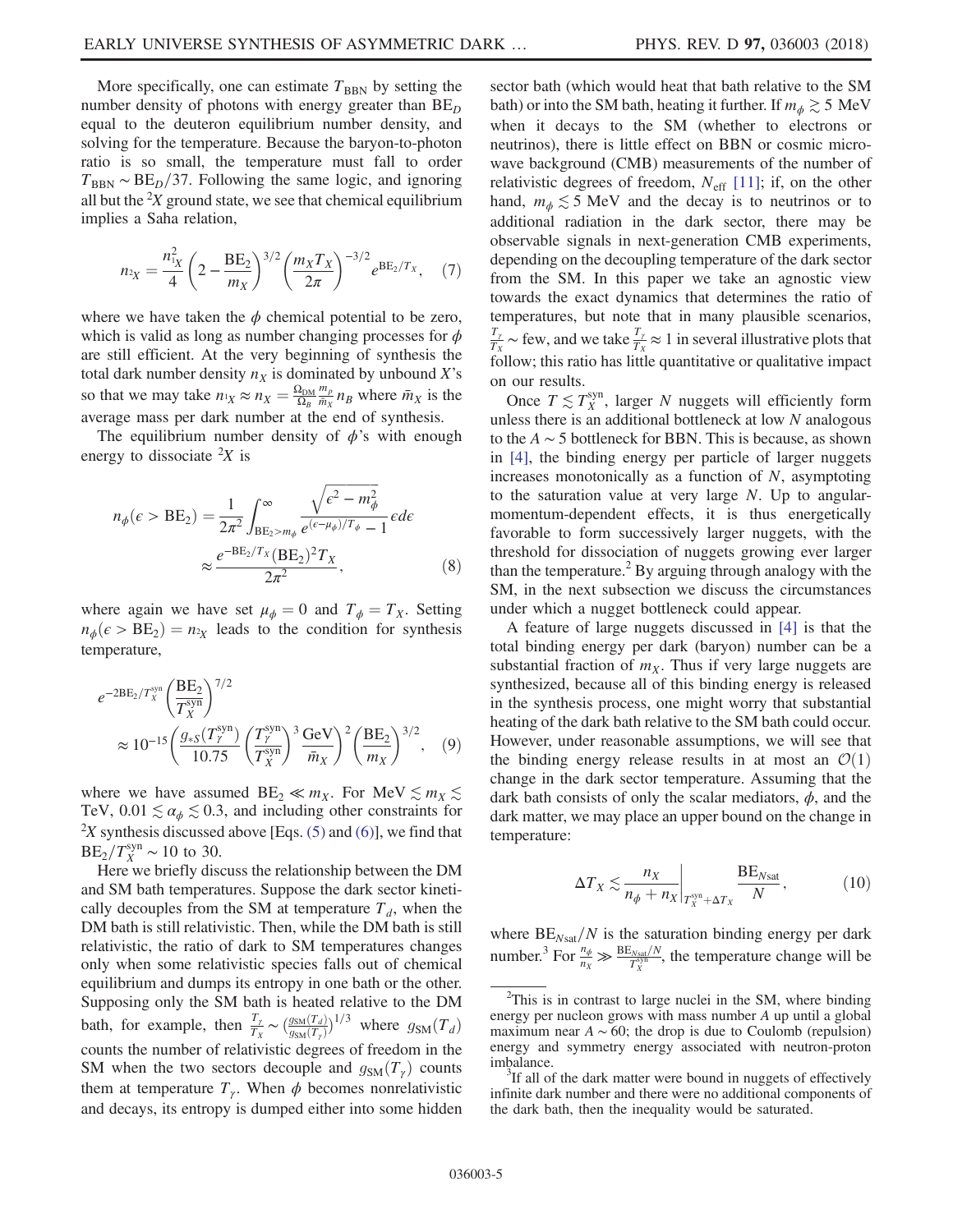More specifically, one can estimate $T_{\rm BBN}$ by setting the number density of photons with energy greater than $\mathrm{BE}_D$ equal to the deuteron equilibrium number density, and solving for the temperature. Because the baryon-to-photon ratio is so small, the temperature must fall to order $T_{\rm BBN} \sim \mathrm{BE}_D/37$. Following the same logic, and ignoring all but the ${}^2X$ ground state, we see that chemical equilibrium implies a Saha relation,

$$n_{^2X} = \frac{n_{^1X}^2}{4}\left(2 - \frac{\mathrm{BE}_2}{m_X}\right)^{3/2}\left(\frac{m_X T_X}{2\pi}\right)^{-3/2} e^{\mathrm{BE}_2/T_X}, \quad (7)$$

where we have taken the $\phi$ chemical potential to be zero, which is valid as long as number changing processes for $\phi$ are still efficient. At the very beginning of synthesis the total dark number density $n_X$ is dominated by unbound $X$'s so that we may take $n_{^1X} \approx n_X = \frac{\Omega_{\rm DM}}{\Omega_B}\frac{m_p}{\bar{m}_X} n_B$ where $\bar{m}_X$ is the average mass per dark number at the end of synthesis.

The equilibrium number density of $\phi$'s with enough energy to dissociate ${}^2X$ is

$$\begin{aligned} n_\phi(\epsilon > \mathrm{BE}_2) &= \frac{1}{2\pi^2}\int_{\mathrm{BE}_2 > m_\phi}^{\infty} \frac{\sqrt{\epsilon^2 - m_\phi^2}}{e^{(\epsilon-\mu_\phi)/T_\phi} - 1}\epsilon d\epsilon \\ &\approx \frac{e^{-\mathrm{BE}_2/T_X}(\mathrm{BE}_2)^2 T_X}{2\pi^2}, \end{aligned} \quad (8)$$

where again we have set $\mu_\phi = 0$ and $T_\phi = T_X$. Setting $n_\phi(\epsilon > \mathrm{BE}_2) = n_{^2X}$ leads to the condition for synthesis temperature,

$$\begin{aligned} &e^{-2\mathrm{BE}_2/T_X^{\rm syn}}\left(\frac{\mathrm{BE}_2}{T_X^{\rm syn}}\right)^{7/2} \\ &\quad\approx 10^{-15}\left(\frac{g_{*S}(T_\gamma^{\rm syn})}{10.75}\right)\left(\frac{T_\gamma^{\rm syn}}{T_X^{\rm syn}}\right)^3\left(\frac{\mathrm{GeV}}{\bar{m}_X}\right)^2\left(\frac{\mathrm{BE}_2}{m_X}\right)^{3/2}, \quad (9) \end{aligned}$$

where we have assumed $\mathrm{BE}_2 \ll m_X$. For $\mathrm{MeV} \lesssim m_X \lesssim \mathrm{TeV}$, $0.01 \lesssim \alpha_\phi \lesssim 0.3$, and including other constraints for ${}^2X$ synthesis discussed above [Eqs. (5) and (6)], we find that $\mathrm{BE}_2/T_X^{\rm syn} \sim 10$ to 30.

Here we briefly discuss the relationship between the DM and SM bath temperatures. Suppose the dark sector kinetically decouples from the SM at temperature $T_d$, when the DM bath is still relativistic. Then, while the DM bath is still relativistic, the ratio of dark to SM temperatures changes only when some relativistic species falls out of chemical equilibrium and dumps its entropy in one bath or the other. Supposing only the SM bath is heated relative to the DM bath, for example, then $\frac{T_\gamma}{T_X} \sim \left(\frac{g_{\rm SM}(T_d)}{g_{\rm SM}(T_\gamma)}\right)^{1/3}$ where $g_{\rm SM}(T_d)$ counts the number of relativistic degrees of freedom in the SM when the two sectors decouple and $g_{\rm SM}(T_\gamma)$ counts them at temperature $T_\gamma$. When $\phi$ becomes nonrelativistic and decays, its entropy is dumped either into some hidden sector bath (which would heat that bath relative to the SM bath) or into the SM bath, heating it further. If $m_\phi \gtrsim 5$ MeV when it decays to the SM (whether to electrons or neutrinos), there is little effect on BBN or cosmic microwave background (CMB) measurements of the number of relativistic degrees of freedom, $N_{\rm eff}$ [11]; if, on the other hand, $m_\phi \lesssim 5$ MeV and the decay is to neutrinos or to additional radiation in the dark sector, there may be observable signals in next-generation CMB experiments, depending on the decoupling temperature of the dark sector from the SM. In this paper we take an agnostic view towards the exact dynamics that determines the ratio of temperatures, but note that in many plausible scenarios, $\frac{T_\gamma}{T_X} \sim$ few, and we take $\frac{T_\gamma}{T_X} \approx 1$ in several illustrative plots that follow; this ratio has little quantitative or qualitative impact on our results.

Once $T \lesssim T_X^{\rm syn}$, larger $N$ nuggets will efficiently form unless there is an additional bottleneck at low $N$ analogous to the $A \sim 5$ bottleneck for BBN. This is because, as shown in [4], the binding energy per particle of larger nuggets increases monotonically as a function of $N$, asymptoting to the saturation value at very large $N$. Up to angular-momentum-dependent effects, it is thus energetically favorable to form successively larger nuggets, with the threshold for dissociation of nuggets growing ever larger than the temperature.[2] By arguing through analogy with the SM, in the next subsection we discuss the circumstances under which a nugget bottleneck could appear.

A feature of large nuggets discussed in [4] is that the total binding energy per dark (baryon) number can be a substantial fraction of $m_X$. Thus if very large nuggets are synthesized, because all of this binding energy is released in the synthesis process, one might worry that substantial heating of the dark bath relative to the SM bath could occur. However, under reasonable assumptions, we will see that the binding energy release results in at most an $\mathcal{O}(1)$ change in the dark sector temperature. Assuming that the dark bath consists of only the scalar mediators, $\phi$, and the dark matter, we may place an upper bound on the change in temperature:

$$\Delta T_X \lesssim \left.\frac{n_X}{n_\phi + n_X}\right|_{T_X^{\rm syn}+\Delta T_X} \frac{\mathrm{BE}_{N\rm sat}}{N}, \quad (10)$$

where $\mathrm{BE}_{N\rm sat}/N$ is the saturation binding energy per dark number.[3] For $\frac{n_\phi}{n_X} \gg \frac{\mathrm{BE}_{N\rm sat}/N}{T_X^{\rm syn}}$, the temperature change will be

---

[2] This is in contrast to large nuclei in the SM, where binding energy per nucleon grows with mass number $A$ up until a global maximum near $A \sim 60$; the drop is due to Coulomb (repulsion) energy and symmetry energy associated with neutron-proton imbalance.

[3] If all of the dark matter were bound in nuggets of effectively infinite dark number and there were no additional components of the dark bath, then the inequality would be saturated.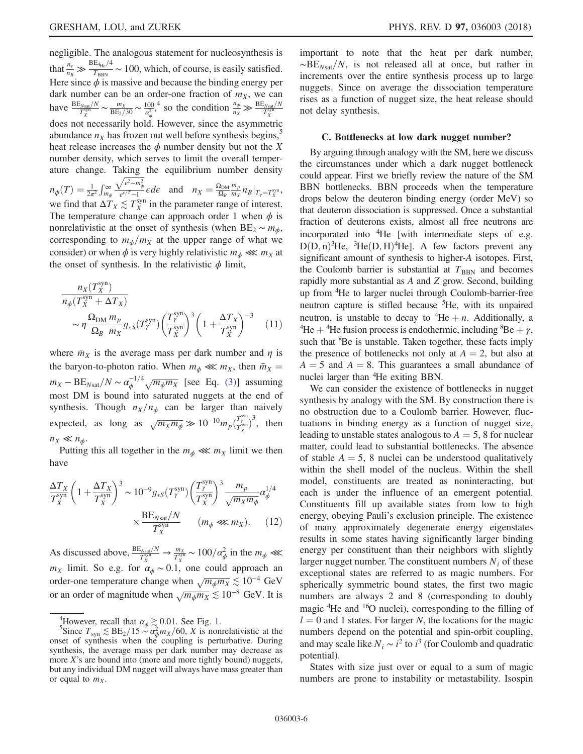negligible. The analogous statement for nucleosynthesis is that $\frac{n_\gamma}{n_B} \gg \frac{\mathrm{BE}_{^4\mathrm{He}}/4}{T_{\mathrm{BBN}}} \sim 100$, which, of course, is easily satisfied. Here since $\phi$ is massive and because the binding energy per dark number can be an order-one fraction of $m_X$, we can have $\frac{\mathrm{BE}_{N\mathrm{sat}}/N}{T_X^{\mathrm{syn}}} \sim \frac{m_X}{\mathrm{BE}_2/30} \sim \frac{100}{\alpha_\phi^2}$,[4] so the condition $\frac{n_\phi}{n_X} \gg \frac{\mathrm{BE}_{N\mathrm{sat}}/N}{T_X^{\mathrm{syn}}}$ does not necessarily hold. However, since the asymmetric abundance $n_X$ has frozen out well before synthesis begins,[5] heat release increases the $\phi$ number density but not the $X$ number density, which serves to limit the overall temperature change. Taking the equilibrium number density $n_\phi(T) = \frac{1}{2\pi^2}\int_{m_\phi}^\infty \frac{\sqrt{\epsilon^2 - m_\phi^2}}{e^{\epsilon/T}-1}\epsilon d\epsilon$ and $n_X = \frac{\Omega_{\mathrm{DM}}}{\Omega_B}\frac{m_p}{m_X} n_B|_{T_\gamma = T_X^{\mathrm{syn}}}$, we find that $\Delta T_X \lesssim T_X^{\mathrm{syn}}$ in the parameter range of interest. The temperature change can approach order 1 when $\phi$ is nonrelativistic at the onset of synthesis (when $\mathrm{BE}_2 \sim m_\phi$, corresponding to $m_\phi/m_X$ at the upper range of what we consider) or when $\phi$ is very highly relativistic $m_\phi \lll m_X$ at the onset of synthesis. In the relativistic $\phi$ limit,

$$\frac{n_X(T_X^{\mathrm{syn}})}{n_\phi(T_X^{\mathrm{syn}} + \Delta T_X)} \sim \eta \frac{\Omega_{\mathrm{DM}}}{\Omega_B}\frac{m_p}{\bar{m}_X} g_{*S}(T_\gamma^{\mathrm{syn}})\left(\frac{T_\gamma^{\mathrm{syn}}}{T_X^{\mathrm{syn}}}\right)^3 \left(1 + \frac{\Delta T_X}{T_X^{\mathrm{syn}}}\right)^{-3} \tag{11}$$

where $\bar{m}_X$ is the average mass per dark number and $\eta$ is the baryon-to-photon ratio. When $m_\phi \lll m_X$, then $\bar{m}_X = m_X - \mathrm{BE}_{N\mathrm{sat}}/N \sim \alpha_\phi^{-1/4}\sqrt{m_\phi m_X}$ [see Eq. (3)] assuming most DM is bound into saturated nuggets at the end of synthesis. Though $n_X/n_\phi$ can be larger than naively expected, as long as $\sqrt{m_X m_\phi} \gg 10^{-10} m_p \left(\frac{T_\gamma^{\mathrm{syn}}}{T_X^{\mathrm{syn}}}\right)^3$, then $n_X \ll n_\phi$.

Putting this all together in the $m_\phi \lll m_X$ limit we then have

$$\frac{\Delta T_X}{T_X^{\mathrm{syn}}}\left(1 + \frac{\Delta T_X}{T_X^{\mathrm{syn}}}\right)^3 \sim 10^{-9} g_{*S}(T_\gamma^{\mathrm{syn}})\left(\frac{T_\gamma^{\mathrm{syn}}}{T_X^{\mathrm{syn}}}\right)^3 \frac{m_p}{\sqrt{m_X m_\phi}}\alpha_\phi^{1/4} \times \frac{\mathrm{BE}_{N\mathrm{sat}}/N}{T_X^{\mathrm{syn}}} \qquad (m_\phi \lll m_X). \tag{12}$$

As discussed above, $\frac{\mathrm{BE}_{N\mathrm{sat}}/N}{T_X^{\mathrm{syn}}} \to \frac{m_X}{T_X^{\mathrm{syn}}} \sim 100/\alpha_\phi^2$ in the $m_\phi \lll m_X$ limit. So e.g. for $\alpha_\phi \sim 0.1$, one could approach an order-one temperature change when $\sqrt{m_\phi m_X} \lesssim 10^{-4}$ GeV or an order of magnitude when $\sqrt{m_\phi m_X} \lesssim 10^{-8}$ GeV. It is important to note that the heat per dark number, $\sim \mathrm{BE}_{N\mathrm{sat}}/N$, is not released all at once, but rather in increments over the entire synthesis process up to large nuggets. Since on average the dissociation temperature rises as a function of nugget size, the heat release should not delay synthesis.

[4] However, recall that $\alpha_\phi \gtrsim 0.01$. See Fig. 1.

[5] Since $T_{\mathrm{syn}} \lesssim \mathrm{BE}_2/15 \sim \alpha_\phi^2 m_X/60$, $X$ is nonrelativistic at the onset of synthesis when the coupling is perturbative. During synthesis, the average mass per dark number may decrease as more $X$'s are bound into (more and more tightly bound) nuggets, but any individual DM nugget will always have mass greater than or equal to $m_X$.

### C. Bottlenecks at low dark nugget number?

By arguing through analogy with the SM, here we discuss the circumstances under which a dark nugget bottleneck could appear. First we briefly review the nature of the SM BBN bottlenecks. BBN proceeds when the temperature drops below the deuteron binding energy (order MeV) so that deuteron dissociation is suppressed. Once a substantial fraction of deuterons exists, almost all free neutrons are incorporated into $^4$He [with intermediate steps of e.g. D(D, n)$^3$He, $^3$He(D, H)$^4$He]. A few factors prevent any significant amount of synthesis to higher-$A$ isotopes. First, the Coulomb barrier is substantial at $T_{\mathrm{BBN}}$ and becomes rapidly more substantial as $A$ and $Z$ grow. Second, building up from $^4$He to larger nuclei through Coulomb-barrier-free neutron capture is stifled because $^5$He, with its unpaired neutron, is unstable to decay to $^4\mathrm{He} + n$. Additionally, a $^4\mathrm{He} + {}^4\mathrm{He}$ fusion process is endothermic, including $^8\mathrm{Be} + \gamma$, such that $^8$Be is unstable. Taken together, these facts imply the presence of bottlenecks not only at $A = 2$, but also at $A = 5$ and $A = 8$. This guarantees a small abundance of nuclei larger than $^4$He exiting BBN.

We can consider the existence of bottlenecks in nugget synthesis by analogy with the SM. By construction there is no obstruction due to a Coulomb barrier. However, fluctuations in binding energy as a function of nugget size, leading to unstable states analogous to $A = 5, 8$ for nuclear matter, could lead to substantial bottlenecks. The absence of stable $A = 5, 8$ nuclei can be understood qualitatively within the shell model of the nucleus. Within the shell model, constituents are treated as noninteracting, but each is under the influence of an emergent potential. Constituents fill up available states from low to high energy, obeying Pauli's exclusion principle. The existence of many approximately degenerate energy eigenstates results in some states having significantly larger binding energy per constituent than their neighbors with slightly larger nugget number. The constituent numbers $N_i$ of these exceptional states are referred to as magic numbers. For spherically symmetric bound states, the first two magic numbers are always 2 and 8 (corresponding to doubly magic $^4$He and $^{16}$O nuclei), corresponding to the filling of $l = 0$ and 1 states. For larger $N$, the locations for the magic numbers depend on the potential and spin-orbit coupling, and may scale like $N_i \sim i^2$ to $i^3$ (for Coulomb and quadratic potential).

States with size just over or equal to a sum of magic numbers are prone to instability or metastability. Isospin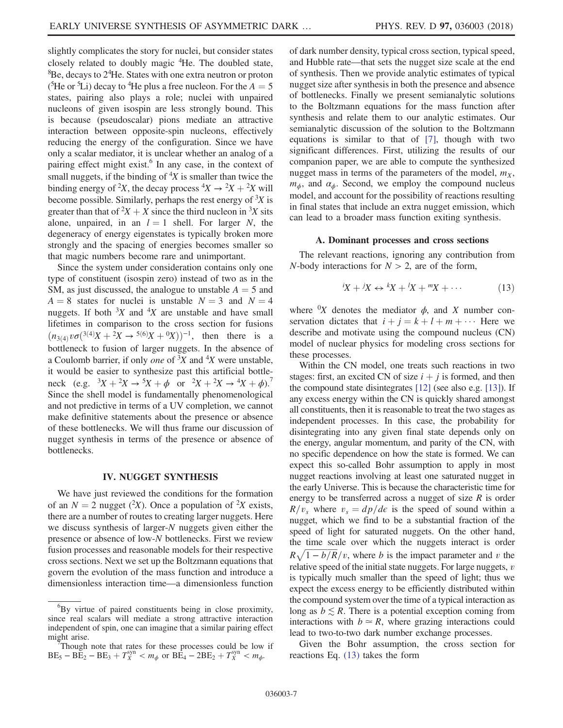slightly complicates the story for nuclei, but consider states closely related to doubly magic $^4$He. The doubled state, $^8$Be, decays to $2^4$He. States with one extra neutron or proton ($^5$He or $^5$Li) decay to $^4$He plus a free nucleon. For the $A = 5$ states, pairing also plays a role; nuclei with unpaired nucleons of given isospin are less strongly bound. This is because (pseudoscalar) pions mediate an attractive interaction between opposite-spin nucleons, effectively reducing the energy of the configuration. Since we have only a scalar mediator, it is unclear whether an analog of a pairing effect might exist.[6] In any case, in the context of small nuggets, if the binding of $^4X$ is smaller than twice the binding energy of $^2X$, the decay process $^4X \to {}^2X + {}^2X$ will become possible. Similarly, perhaps the rest energy of $^3X$ is greater than that of $^2X + X$ since the third nucleon in $^3X$ sits alone, unpaired, in an $l = 1$ shell. For larger $N$, the degeneracy of energy eigenstates is typically broken more strongly and the spacing of energies becomes smaller so that magic numbers become rare and unimportant.

Since the system under consideration contains only one type of constituent (isospin zero) instead of two as in the SM, as just discussed, the analogue to unstable $A = 5$ and $A = 8$ states for nuclei is unstable $N = 3$ and $N = 4$ nuggets. If both $^3X$ and $^4X$ are unstable and have small lifetimes in comparison to the cross section for fusions $(n_{3(4)} v \sigma({}^{3(4)}X + {}^2X \to {}^{5(6)}X + {}^0X))^{-1}$, then there is a bottleneck to fusion of larger nuggets. In the absence of a Coulomb barrier, if only *one* of $^3X$ and $^4X$ were unstable, it would be easier to synthesize past this artificial bottleneck (e.g. $^3X + {}^2X \to {}^5X + \phi$ or $^2X + {}^2X \to {}^4X + \phi$).[7] Since the shell model is fundamentally phenomenological and not predictive in terms of a UV completion, we cannot make definitive statements about the presence or absence of these bottlenecks. We will thus frame our discussion of nugget synthesis in terms of the presence or absence of bottlenecks.

## IV. NUGGET SYNTHESIS

We have just reviewed the conditions for the formation of an $N = 2$ nugget ($^2X$). Once a population of $^2X$ exists, there are a number of routes to creating larger nuggets. Here we discuss synthesis of larger-$N$ nuggets given either the presence or absence of low-$N$ bottlenecks. First we review fusion processes and reasonable models for their respective cross sections. Next we set up the Boltzmann equations that govern the evolution of the mass function and introduce a dimensionless interaction time—a dimensionless function of dark number density, typical cross section, typical speed, and Hubble rate—that sets the nugget size scale at the end of synthesis. Then we provide analytic estimates of typical nugget size after synthesis in both the presence and absence of bottlenecks. Finally we present semianalytic solutions to the Boltzmann equations for the mass function after synthesis and relate them to our analytic estimates. Our semianalytic discussion of the solution to the Boltzmann equations is similar to that of [7], though with two significant differences. First, utilizing the results of our companion paper, we are able to compute the synthesized nugget mass in terms of the parameters of the model, $m_X$, $m_\phi$, and $\alpha_\phi$. Second, we employ the compound nucleus model, and account for the possibility of reactions resulting in final states that include an extra nugget emission, which can lead to a broader mass function exiting synthesis.

### A. Dominant processes and cross sections

The relevant reactions, ignoring any contribution from $N$-body interactions for $N > 2$, are of the form,

$$^iX + {}^jX \leftrightarrow {}^kX + {}^lX + {}^mX + \cdots \qquad (13)$$

where $^0X$ denotes the mediator $\phi$, and $X$ number conservation dictates that $i + j = k + l + m + \cdots$ Here we describe and motivate using the compound nucleus (CN) model of nuclear physics for modeling cross sections for these processes.

Within the CN model, one treats such reactions in two stages: first, an excited CN of size $i + j$ is formed, and then the compound state disintegrates [12] (see also e.g. [13]). If any excess energy within the CN is quickly shared amongst all constituents, then it is reasonable to treat the two stages as independent processes. In this case, the probability for disintegrating into any given final state depends only on the energy, angular momentum, and parity of the CN, with no specific dependence on how the state is formed. We can expect this so-called Bohr assumption to apply in most nugget reactions involving at least one saturated nugget in the early Universe. This is because the characteristic time for energy to be transferred across a nugget of size $R$ is order $R/v_s$ where $v_s = dp/d\epsilon$ is the speed of sound within a nugget, which we find to be a substantial fraction of the speed of light for saturated nuggets. On the other hand, the time scale over which the nuggets interact is order $R\sqrt{1 - b/R}/v$, where $b$ is the impact parameter and $v$ the relative speed of the initial state nuggets. For large nuggets, $v$ is typically much smaller than the speed of light; thus we expect the excess energy to be efficiently distributed within the compound system over the time of a typical interaction as long as $b \lesssim R$. There is a potential exception coming from interactions with $b \simeq R$, where grazing interactions could lead to two-to-two dark number exchange processes.

Given the Bohr assumption, the cross section for reactions Eq. (13) takes the form

---

[6] By virtue of paired constituents being in close proximity, since real scalars will mediate a strong attractive interaction independent of spin, one can imagine that a similar pairing effect might arise.

[7] Though note that rates for these processes could be low if $\mathrm{BE}_5 - \mathrm{BE}_2 - \mathrm{BE}_3 + T_X^{\mathrm{syn}} < m_\phi$ or $\mathrm{BE}_4 - 2\mathrm{BE}_2 + T_X^{\mathrm{syn}} < m_\phi$.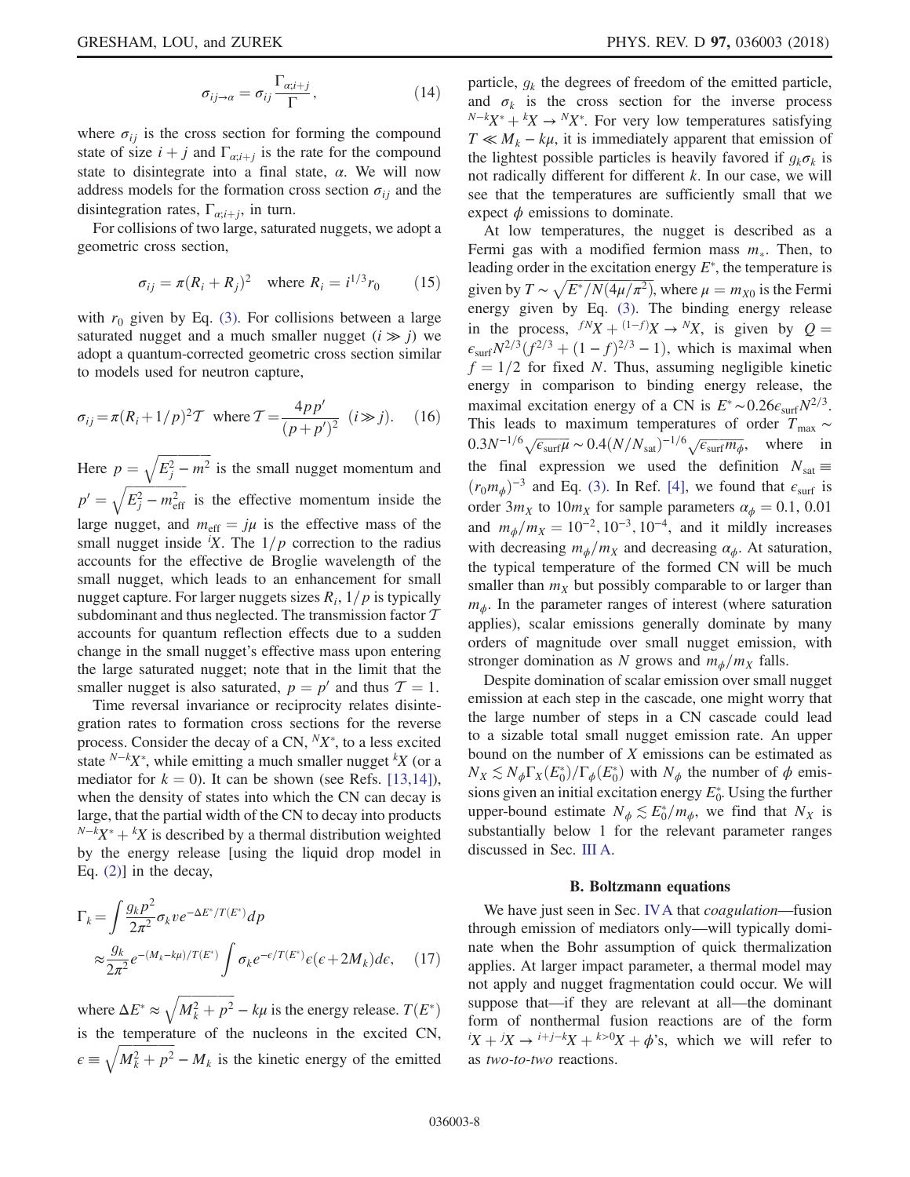$$\sigma_{ij\to\alpha} = \sigma_{ij}\frac{\Gamma_{\alpha;i+j}}{\Gamma}, \tag{14}$$

where $\sigma_{ij}$ is the cross section for forming the compound state of size $i+j$ and $\Gamma_{\alpha;i+j}$ is the rate for the compound state to disintegrate into a final state, $\alpha$. We will now address models for the formation cross section $\sigma_{ij}$ and the disintegration rates, $\Gamma_{\alpha;i+j}$, in turn.

For collisions of two large, saturated nuggets, we adopt a geometric cross section,

$$\sigma_{ij} = \pi(R_i + R_j)^2 \quad \text{where } R_i = i^{1/3} r_0 \tag{15}$$

with $r_0$ given by Eq. (3). For collisions between a large saturated nugget and a much smaller nugget ($i \gg j$) we adopt a quantum-corrected geometric cross section similar to models used for neutron capture,

$$\sigma_{ij} = \pi(R_i + 1/p)^2\mathcal{T} \quad \text{where } \mathcal{T} = \frac{4pp'}{(p+p')^2} \quad (i \gg j). \tag{16}$$

Here $p = \sqrt{E_j^2 - m^2}$ is the small nugget momentum and $p' = \sqrt{E_j^2 - m_{\rm eff}^2}$ is the effective momentum inside the large nugget, and $m_{\rm eff} = j\mu$ is the effective mass of the small nugget inside ${}^iX$. The $1/p$ correction to the radius accounts for the effective de Broglie wavelength of the small nugget, which leads to an enhancement for small nugget capture. For larger nuggets sizes $R_i$, $1/p$ is typically subdominant and thus neglected. The transmission factor $\mathcal{T}$ accounts for quantum reflection effects due to a sudden change in the small nugget's effective mass upon entering the large saturated nugget; note that in the limit that the smaller nugget is also saturated, $p = p'$ and thus $\mathcal{T} = 1$.

Time reversal invariance or reciprocity relates disintegration rates to formation cross sections for the reverse process. Consider the decay of a CN, ${}^NX^*$, to a less excited state ${}^{N-k}X^*$, while emitting a much smaller nugget ${}^kX$ (or a mediator for $k=0$). It can be shown (see Refs. [13,14]), when the density of states into which the CN can decay is large, that the partial width of the CN to decay into products ${}^{N-k}X^* + {}^kX$ is described by a thermal distribution weighted by the energy release [using the liquid drop model in Eq. (2)] in the decay,

$$\begin{aligned}\Gamma_k &= \int \frac{g_k p^2}{2\pi^2}\sigma_k v e^{-\Delta E^*/T(E^*)} dp \\ &\approx \frac{g_k}{2\pi^2} e^{-(M_k - k\mu)/T(E^*)} \int \sigma_k e^{-\epsilon/T(E^*)} \epsilon(\epsilon + 2M_k) d\epsilon, \end{aligned} \tag{17}$$

where $\Delta E^* \approx \sqrt{M_k^2 + p^2} - k\mu$ is the energy release. $T(E^*)$ is the temperature of the nucleons in the excited CN, $\epsilon \equiv \sqrt{M_k^2 + p^2} - M_k$ is the kinetic energy of the emitted particle, $g_k$ the degrees of freedom of the emitted particle, and $\sigma_k$ is the cross section for the inverse process ${}^{N-k}X^* + {}^kX \to {}^NX^*$. For very low temperatures satisfying $T \ll M_k - k\mu$, it is immediately apparent that emission of the lightest possible particles is heavily favored if $g_k\sigma_k$ is not radically different for different $k$. In our case, we will see that the temperatures are sufficiently small that we expect $\phi$ emissions to dominate.

At low temperatures, the nugget is described as a Fermi gas with a modified fermion mass $m_*$. Then, to leading order in the excitation energy $E^*$, the temperature is given by $T \sim \sqrt{E^*/N(4\mu/\pi^2)}$, where $\mu = m_{X0}$ is the Fermi energy given by Eq. (3). The binding energy release in the process, ${}^{fN}X + {}^{(1-f)}X \to {}^NX$, is given by $Q = \epsilon_{\rm surf} N^{2/3}(f^{2/3} + (1-f)^{2/3} - 1)$, which is maximal when $f = 1/2$ for fixed $N$. Thus, assuming negligible kinetic energy in comparison to binding energy release, the maximal excitation energy of a CN is $E^* \sim 0.26\epsilon_{\rm surf}N^{2/3}$. This leads to maximum temperatures of order $T_{\rm max} \sim 0.3N^{-1/6}\sqrt{\epsilon_{\rm surf}\mu} \sim 0.4(N/N_{\rm sat})^{-1/6}\sqrt{\epsilon_{\rm surf}m_\phi}$, where in the final expression we used the definition $N_{\rm sat} \equiv (r_0 m_\phi)^{-3}$ and Eq. (3). In Ref. [4], we found that $\epsilon_{\rm surf}$ is order $3m_X$ to $10m_X$ for sample parameters $\alpha_\phi = 0.1$, 0.01 and $m_\phi/m_X = 10^{-2}, 10^{-3}, 10^{-4}$, and it mildly increases with decreasing $m_\phi/m_X$ and decreasing $\alpha_\phi$. At saturation, the typical temperature of the formed CN will be much smaller than $m_X$ but possibly comparable to or larger than $m_\phi$. In the parameter ranges of interest (where saturation applies), scalar emissions generally dominate by many orders of magnitude over small nugget emission, with stronger domination as $N$ grows and $m_\phi/m_X$ falls.

Despite domination of scalar emission over small nugget emission at each step in the cascade, one might worry that the large number of steps in a CN cascade could lead to a sizable total small nugget emission rate. An upper bound on the number of $X$ emissions can be estimated as $N_X \lesssim N_\phi \Gamma_X(E_0^*)/\Gamma_\phi(E_0^*)$ with $N_\phi$ the number of $\phi$ emissions given an initial excitation energy $E_0^*$. Using the further upper-bound estimate $N_\phi \lesssim E_0^*/m_\phi$, we find that $N_X$ is substantially below 1 for the relevant parameter ranges discussed in Sec. III A.

### B. Boltzmann equations

We have just seen in Sec. IV A that *coagulation*—fusion through emission of mediators only—will typically dominate when the Bohr assumption of quick thermalization applies. At larger impact parameter, a thermal model may not apply and nugget fragmentation could occur. We will suppose that—if they are relevant at all—the dominant form of nonthermal fusion reactions are of the form ${}^iX + {}^jX \to {}^{i+j-k}X + {}^{k>0}X + \phi$'s, which we will refer to as *two-to-two* reactions.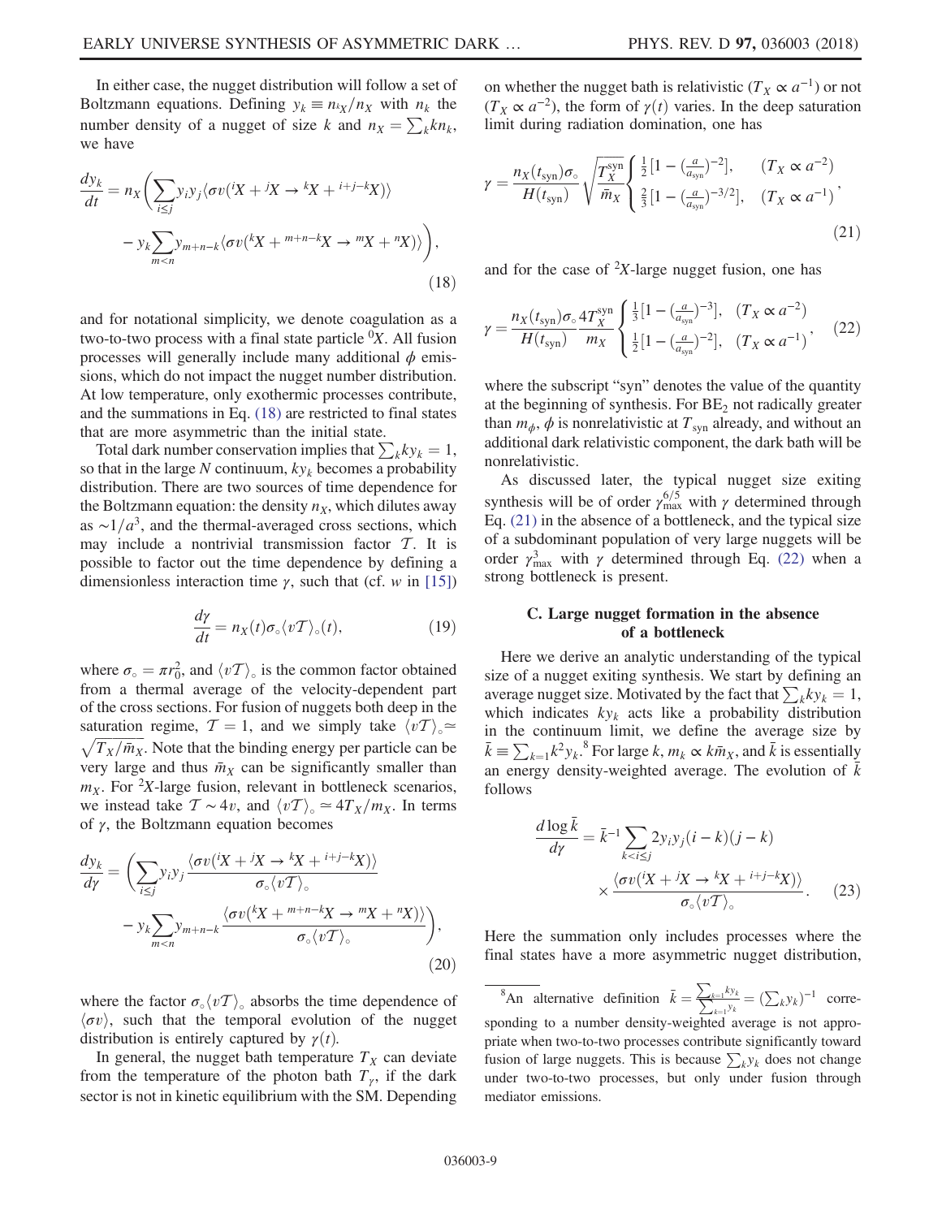In either case, the nugget distribution will follow a set of Boltzmann equations. Defining $y_k \equiv n_k/n_X$ with $n_k$ the number density of a nugget of size $k$ and $n_X = \sum_k k n_k$, we have

$$\frac{dy_k}{dt} = n_X \Bigg( \sum_{i \le j} y_i y_j \langle \sigma v({}^iX + {}^jX \to {}^kX + {}^{i+j-k}X) \rangle - y_k \sum_{m<n} y_{m+n-k} \langle \sigma v({}^kX + {}^{m+n-k}X \to {}^mX + {}^nX) \rangle \Bigg), \tag{18}$$

and for notational simplicity, we denote coagulation as a two-to-two process with a final state particle ${}^0X$. All fusion processes will generally include many additional $\phi$ emissions, which do not impact the nugget number distribution. At low temperature, only exothermic processes contribute, and the summations in Eq. (18) are restricted to final states that are more asymmetric than the initial state.

Total dark number conservation implies that $\sum_k k y_k = 1$, so that in the large $N$ continuum, $k y_k$ becomes a probability distribution. There are two sources of time dependence for the Boltzmann equation: the density $n_X$, which dilutes away as $\sim 1/a^3$, and the thermal-averaged cross sections, which may include a nontrivial transmission factor $\mathcal{T}$. It is possible to factor out the time dependence by defining a dimensionless interaction time $\gamma$, such that (cf. $w$ in [15])

$$\frac{d\gamma}{dt} = n_X(t) \sigma_\circ \langle v \mathcal{T} \rangle_\circ (t), \tag{19}$$

where $\sigma_\circ = \pi r_0^2$, and $\langle v\mathcal{T} \rangle_\circ$ is the common factor obtained from a thermal average of the velocity-dependent part of the cross sections. For fusion of nuggets both deep in the saturation regime, $\mathcal{T} = 1$, and we simply take $\langle v\mathcal{T} \rangle_\circ \simeq \sqrt{T_X/\bar{m}_X}$. Note that the binding energy per particle can be very large and thus $\bar{m}_X$ can be significantly smaller than $m_X$. For ${}^2X$-large fusion, relevant in bottleneck scenarios, we instead take $\mathcal{T} \sim 4v$, and $\langle v\mathcal{T} \rangle_\circ \simeq 4T_X/m_X$. In terms of $\gamma$, the Boltzmann equation becomes

$$\frac{dy_k}{d\gamma} = \Bigg( \sum_{i \le j} y_i y_j \frac{\langle \sigma v({}^iX + {}^jX \to {}^kX + {}^{i+j-k}X) \rangle}{\sigma_\circ \langle v\mathcal{T} \rangle_\circ} - y_k \sum_{m<n} y_{m+n-k} \frac{\langle \sigma v({}^kX + {}^{m+n-k}X \to {}^mX + {}^nX) \rangle}{\sigma_\circ \langle v\mathcal{T} \rangle_\circ} \Bigg), \tag{20}$$

where the factor $\sigma_\circ \langle v\mathcal{T} \rangle_\circ$ absorbs the time dependence of $\langle \sigma v \rangle$, such that the temporal evolution of the nugget distribution is entirely captured by $\gamma(t)$.

In general, the nugget bath temperature $T_X$ can deviate from the temperature of the photon bath $T_\gamma$, if the dark sector is not in kinetic equilibrium with the SM. Depending on whether the nugget bath is relativistic ($T_X \propto a^{-1}$) or not ($T_X \propto a^{-2}$), the form of $\gamma(t)$ varies. In the deep saturation limit during radiation domination, one has

$$\gamma = \frac{n_X(t_{\rm syn}) \sigma_\circ}{H(t_{\rm syn})} \sqrt{\frac{T_X^{\rm syn}}{\bar{m}_X}} \begin{cases} \frac{1}{2}[1 - (\frac{a}{a_{\rm syn}})^{-2}], & (T_X \propto a^{-2}) \\ \frac{2}{3}[1 - (\frac{a}{a_{\rm syn}})^{-3/2}], & (T_X \propto a^{-1}) \end{cases}, \tag{21}$$

and for the case of ${}^2X$-large nugget fusion, one has

$$\gamma = \frac{n_X(t_{\rm syn}) \sigma_\circ}{H(t_{\rm syn})} \frac{4T_X^{\rm syn}}{m_X} \begin{cases} \frac{1}{3}[1 - (\frac{a}{a_{\rm syn}})^{-3}], & (T_X \propto a^{-2}) \\ \frac{1}{2}[1 - (\frac{a}{a_{\rm syn}})^{-2}], & (T_X \propto a^{-1}) \end{cases}, \tag{22}$$

where the subscript "syn" denotes the value of the quantity at the beginning of synthesis. For $\mathrm{BE}_2$ not radically greater than $m_\phi$, $\phi$ is nonrelativistic at $T_{\rm syn}$ already, and without an additional dark relativistic component, the dark bath will be nonrelativistic.

As discussed later, the typical nugget size exiting synthesis will be of order $\gamma_{\rm max}^{6/5}$ with $\gamma$ determined through Eq. (21) in the absence of a bottleneck, and the typical size of a subdominant population of very large nuggets will be order $\gamma_{\rm max}^3$ with $\gamma$ determined through Eq. (22) when a strong bottleneck is present.

### C. Large nugget formation in the absence of a bottleneck

Here we derive an analytic understanding of the typical size of a nugget exiting synthesis. We start by defining an average nugget size. Motivated by the fact that $\sum_k k y_k = 1$, which indicates $k y_k$ acts like a probability distribution in the continuum limit, we define the average size by $\bar{k} \equiv \sum_{k=1} k^2 y_k$.[8] For large $k$, $m_k \propto k \bar{m}_X$, and $\bar{k}$ is essentially an energy density-weighted average. The evolution of $\bar{k}$ follows

$$\frac{d \log \bar{k}}{d\gamma} = \bar{k}^{-1} \sum_{k<i \le j} 2 y_i y_j (i-k)(j-k) \times \frac{\langle \sigma v({}^iX + {}^jX \to {}^kX + {}^{i+j-k}X) \rangle}{\sigma_\circ \langle v\mathcal{T} \rangle_\circ}. \tag{23}$$

Here the summation only includes processes where the final states have a more asymmetric nugget distribution,

[8] An alternative definition $\bar{k} = \frac{\sum_{k=1} k y_k}{\sum_{k=1} y_k} = (\sum_k y_k)^{-1}$ corresponding to a number density-weighted average is not appropriate when two-to-two processes contribute significantly toward fusion of large nuggets. This is because $\sum_k y_k$ does not change under two-to-two processes, but only under fusion through mediator emissions.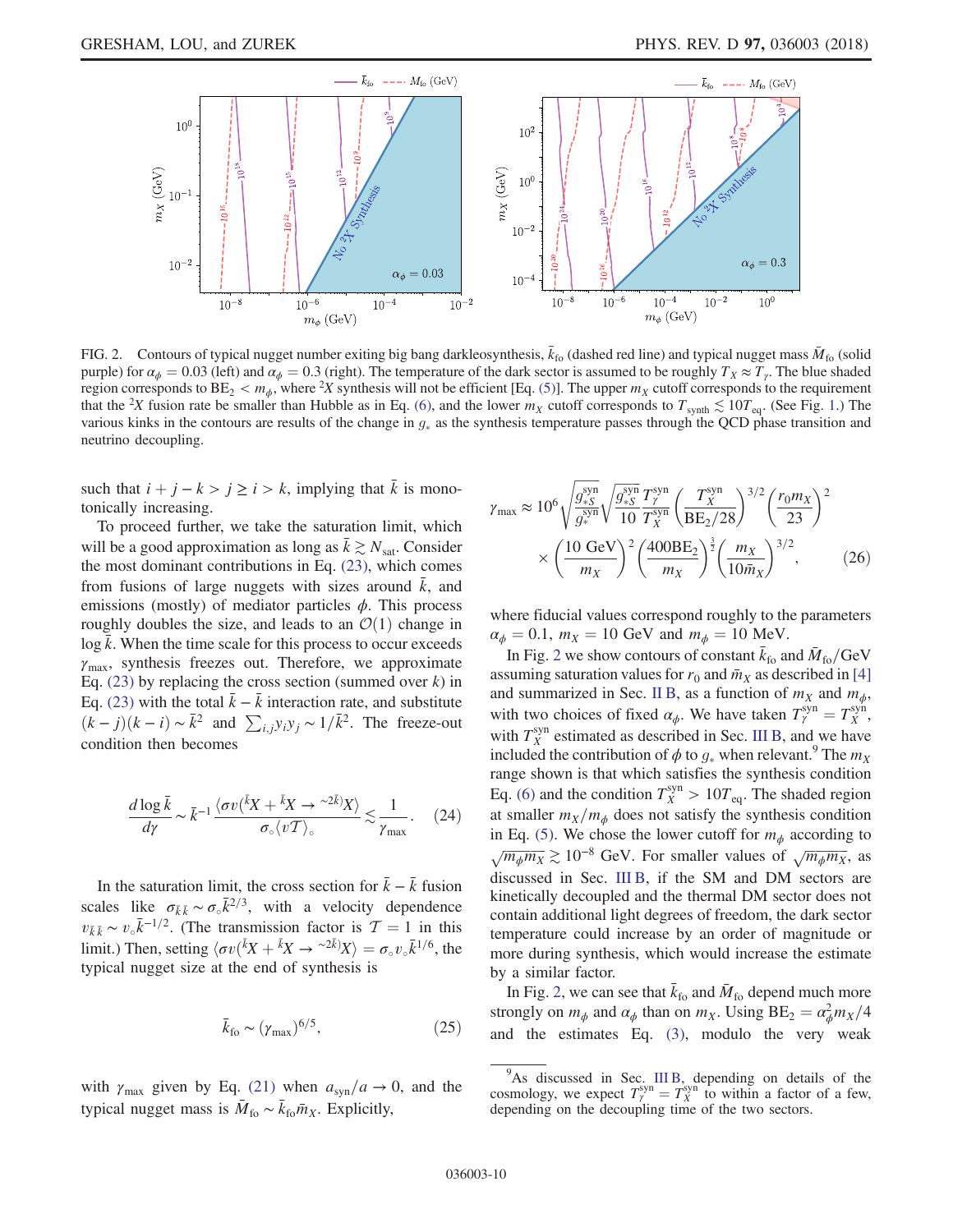FIG. 2. Contours of typical nugget number exiting big bang darkleosynthesis, $\bar{k}_{\rm fo}$ (dashed red line) and typical nugget mass $\bar{M}_{\rm fo}$ (solid purple) for $\alpha_\phi = 0.03$ (left) and $\alpha_\phi = 0.3$ (right). The temperature of the dark sector is assumed to be roughly $T_X \approx T_\gamma$. The blue shaded region corresponds to $\mathrm{BE}_2 < m_\phi$, where ${}^2X$ synthesis will not be efficient [Eq. (5)]. The upper $m_X$ cutoff corresponds to the requirement that the ${}^2X$ fusion rate be smaller than Hubble as in Eq. (6), and the lower $m_X$ cutoff corresponds to $T_{\rm synth} \lesssim 10 T_{\rm eq}$. (See Fig. 1.) The various kinks in the contours are results of the change in $g_*$ as the synthesis temperature passes through the QCD phase transition and neutrino decoupling.

such that $i + j - k > j \geq i > k$, implying that $\bar{k}$ is monotonically increasing.

To proceed further, we take the saturation limit, which will be a good approximation as long as $\bar{k} \gtrsim N_{\rm sat}$. Consider the most dominant contributions in Eq. (23), which comes from fusions of large nuggets with sizes around $\bar{k}$, and emissions (mostly) of mediator particles $\phi$. This process roughly doubles the size, and leads to an $\mathcal{O}(1)$ change in $\log \bar{k}$. When the time scale for this process to occur exceeds $\gamma_{\rm max}$, synthesis freezes out. Therefore, we approximate Eq. (23) by replacing the cross section (summed over $k$) in Eq. (23) with the total $\bar{k} - \bar{k}$ interaction rate, and substitute $(k-j)(k-i) \sim \bar{k}^2$ and $\sum_{i,j} y_i y_j \sim 1/\bar{k}^2$. The freeze-out condition then becomes

$$\frac{d \log \bar{k}}{d\gamma} \sim \bar{k}^{-1} \frac{\langle \sigma v({}^{\bar{k}}X + {}^{\bar{k}}X \to {}^{\sim 2\bar{k}}X) \rangle}{\sigma_\circ \langle v \mathcal{T} \rangle_\circ} \lesssim \frac{1}{\gamma_{\rm max}}. \tag{24}$$

In the saturation limit, the cross section for $\bar{k} - \bar{k}$ fusion scales like $\sigma_{\bar{k}\bar{k}} \sim \sigma_\circ \bar{k}^{2/3}$, with a velocity dependence $v_{\bar{k}\bar{k}} \sim v_\circ \bar{k}^{-1/2}$. (The transmission factor is $\mathcal{T} = 1$ in this limit.) Then, setting $\langle \sigma v({}^{\bar{k}}X + {}^{\bar{k}}X \to {}^{\sim 2\bar{k}}X) \rangle = \sigma_\circ v_\circ \bar{k}^{1/6}$, the typical nugget size at the end of synthesis is

$$\bar{k}_{\rm fo} \sim (\gamma_{\rm max})^{6/5}, \tag{25}$$

with $\gamma_{\rm max}$ given by Eq. (21) when $a_{\rm syn}/a \to 0$, and the typical nugget mass is $\bar{M}_{\rm fo} \sim \bar{k}_{\rm fo} \bar{m}_X$. Explicitly,

$$\gamma_{\rm max} \approx 10^6 \sqrt{\frac{g_{*S}^{\rm syn}}{g_*^{\rm syn}}} \sqrt{\frac{g_{*S}^{\rm syn}}{10}} \frac{T_\gamma^{\rm syn}}{T_X^{\rm syn}} \left(\frac{T_X^{\rm syn}}{\mathrm{BE}_2/28}\right)^{3/2} \left(\frac{r_0 m_X}{23}\right)^2 \times \left(\frac{10~\mathrm{GeV}}{m_X}\right)^2 \left(\frac{400 \mathrm{BE}_2}{m_X}\right)^{\frac{1}{2}} \left(\frac{m_X}{10 \bar{m}_X}\right)^{3/2}, \tag{26}$$

where fiducial values correspond roughly to the parameters $\alpha_\phi = 0.1$, $m_X = 10$ GeV and $m_\phi = 10$ MeV.

In Fig. 2 we show contours of constant $\bar{k}_{\rm fo}$ and $\bar{M}_{\rm fo}/\mathrm{GeV}$ assuming saturation values for $r_0$ and $\bar{m}_X$ as described in [4] and summarized in Sec. II B, as a function of $m_X$ and $m_\phi$, with two choices of fixed $\alpha_\phi$. We have taken $T_\gamma^{\rm syn} = T_X^{\rm syn}$, with $T_X^{\rm syn}$ estimated as described in Sec. III B, and we have included the contribution of $\phi$ to $g_*$ when relevant.[9] The $m_X$ range shown is that which satisfies the synthesis condition Eq. (6) and the condition $T_X^{\rm syn} > 10 T_{\rm eq}$. The shaded region at smaller $m_X/m_\phi$ does not satisfy the synthesis condition in Eq. (5). We chose the lower cutoff for $m_\phi$ according to $\sqrt{m_\phi m_X} \gtrsim 10^{-8}$ GeV. For smaller values of $\sqrt{m_\phi m_X}$, as discussed in Sec. III B, if the SM and DM sectors are kinetically decoupled and the thermal DM sector does not contain additional light degrees of freedom, the dark sector temperature could increase by an order of magnitude or more during synthesis, which would increase the estimate by a similar factor.

In Fig. 2, we can see that $\bar{k}_{\rm fo}$ and $\bar{M}_{\rm fo}$ depend much more strongly on $m_\phi$ and $\alpha_\phi$ than on $m_X$. Using $\mathrm{BE}_2 = \alpha_\phi^2 m_X/4$ and the estimates Eq. (3), modulo the very weak

[9] As discussed in Sec. III B, depending on details of the cosmology, we expect $T_\gamma^{\rm syn} = T_X^{\rm syn}$ to within a factor of a few, depending on the decoupling time of the two sectors.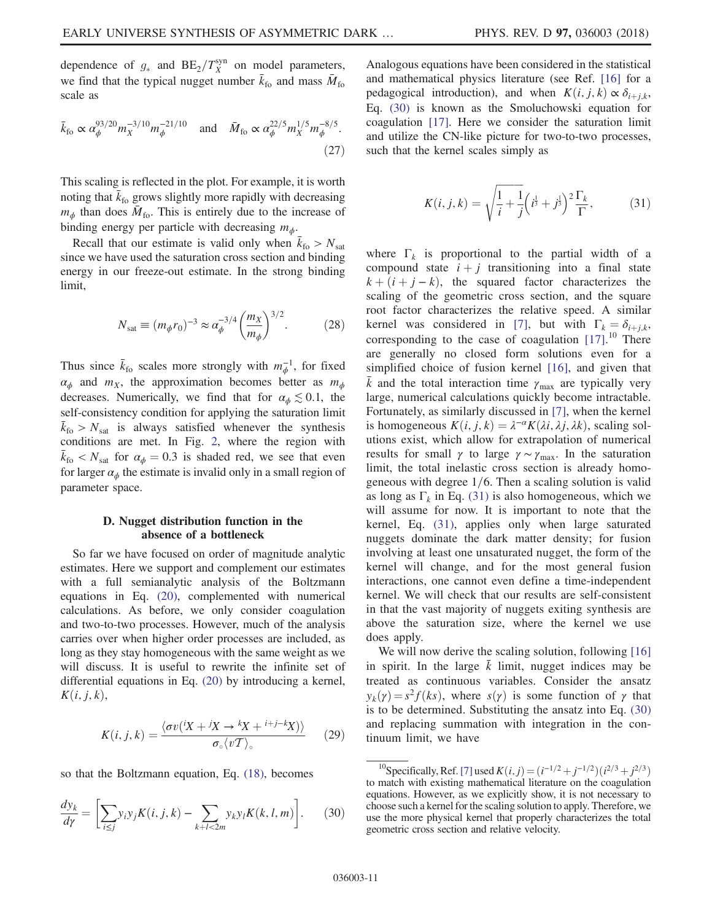dependence of $g_*$ and $\mathrm{BE}_2/T_X^{\rm syn}$ on model parameters, we find that the typical nugget number $\bar{k}_{\rm fo}$ and mass $\bar{M}_{\rm fo}$ scale as

$$\bar{k}_{\rm fo} \propto \alpha_\phi^{93/20} m_X^{-3/10} m_\phi^{-21/10} \quad \text{and} \quad \bar{M}_{\rm fo} \propto \alpha_\phi^{22/5} m_X^{1/5} m_\phi^{-8/5}. \tag{27}$$

This scaling is reflected in the plot. For example, it is worth noting that $\bar{k}_{\rm fo}$ grows slightly more rapidly with decreasing $m_\phi$ than does $\bar{M}_{\rm fo}$. This is entirely due to the increase of binding energy per particle with decreasing $m_\phi$.

Recall that our estimate is valid only when $\bar{k}_{\rm fo} > N_{\rm sat}$ since we have used the saturation cross section and binding energy in our freeze-out estimate. In the strong binding limit,

$$N_{\rm sat} \equiv (m_\phi r_0)^{-3} \approx \alpha_\phi^{-3/4} \left(\frac{m_X}{m_\phi}\right)^{3/2}. \tag{28}$$

Thus since $\bar{k}_{\rm fo}$ scales more strongly with $m_\phi^{-1}$, for fixed $\alpha_\phi$ and $m_X$, the approximation becomes better as $m_\phi$ decreases. Numerically, we find that for $\alpha_\phi \lesssim 0.1$, the self-consistency condition for applying the saturation limit $\bar{k}_{\rm fo} > N_{\rm sat}$ is always satisfied whenever the synthesis conditions are met. In Fig. 2, where the region with $\bar{k}_{\rm fo} < N_{\rm sat}$ for $\alpha_\phi = 0.3$ is shaded red, we see that even for larger $\alpha_\phi$ the estimate is invalid only in a small region of parameter space.

### D. Nugget distribution function in the absence of a bottleneck

So far we have focused on order of magnitude analytic estimates. Here we support and complement our estimates with a full semianalytic analysis of the Boltzmann equations in Eq. (20), complemented with numerical calculations. As before, we only consider coagulation and two-to-two processes. However, much of the analysis carries over when higher order processes are included, as long as they stay homogeneous with the same weight as we will discuss. It is useful to rewrite the infinite set of differential equations in Eq. (20) by introducing a kernel, $K(i,j,k)$,

$$K(i,j,k) = \frac{\langle \sigma v({}^iX + {}^jX \to {}^kX + {}^{i+j-k}X)\rangle}{\sigma_\circ \langle v\mathcal{T}\rangle_\circ} \tag{29}$$

so that the Boltzmann equation, Eq. (18), becomes

$$\frac{dy_k}{d\gamma} = \left[\sum_{i\le j} y_i y_j K(i,j,k) - \sum_{k+l<2m} y_k y_l K(k,l,m)\right]. \tag{30}$$

Analogous equations have been considered in the statistical and mathematical physics literature (see Ref. [16] for a pedagogical introduction), and when $K(i,j,k) \propto \delta_{i+j,k}$, Eq. (30) is known as the Smoluchowski equation for coagulation [17]. Here we consider the saturation limit and utilize the CN-like picture for two-to-two processes, such that the kernel scales simply as

$$K(i,j,k) = \sqrt{\frac{1}{i} + \frac{1}{j}} \left(i^{\frac{1}{3}} + j^{\frac{1}{3}}\right)^2 \frac{\Gamma_k}{\Gamma}, \tag{31}$$

where $\Gamma_k$ is proportional to the partial width of a compound state $i+j$ transitioning into a final state $k + (i+j-k)$, the squared factor characterizes the scaling of the geometric cross section, and the square root factor characterizes the relative speed. A similar kernel was considered in [7], but with $\Gamma_k = \delta_{i+j,k}$, corresponding to the case of coagulation [17].[10] There are generally no closed form solutions even for a simplified choice of fusion kernel [16], and given that $\bar{k}$ and the total interaction time $\gamma_{\rm max}$ are typically very large, numerical calculations quickly become intractable. Fortunately, as similarly discussed in [7], when the kernel is homogeneous $K(i,j,k) = \lambda^{-\alpha} K(\lambda i, \lambda j, \lambda k)$, scaling solutions exist, which allow for extrapolation of numerical results for small $\gamma$ to large $\gamma \sim \gamma_{\rm max}$. In the saturation limit, the total inelastic cross section is already homogeneous with degree $1/6$. Then a scaling solution is valid as long as $\Gamma_k$ in Eq. (31) is also homogeneous, which we will assume for now. It is important to note that the kernel, Eq. (31), applies only when large saturated nuggets dominate the dark matter density; for fusion involving at least one unsaturated nugget, the form of the kernel will change, and for the most general fusion interactions, one cannot even define a time-independent kernel. We will check that our results are self-consistent in that the vast majority of nuggets exiting synthesis are above the saturation size, where the kernel we use does apply.

We will now derive the scaling solution, following [16] in spirit. In the large $\bar{k}$ limit, nugget indices may be treated as continuous variables. Consider the ansatz $y_k(\gamma) = s^2 f(ks)$, where $s(\gamma)$ is some function of $\gamma$ that is to be determined. Substituting the ansatz into Eq. (30) and replacing summation with integration in the continuum limit, we have

[10] Specifically, Ref. [7] used $K(i,j) = (i^{-1/2} + j^{-1/2})(i^{2/3} + j^{2/3})$ to match with existing mathematical literature on the coagulation equations. However, as we explicitly show, it is not necessary to choose such a kernel for the scaling solution to apply. Therefore, we use the more physical kernel that properly characterizes the total geometric cross section and relative velocity.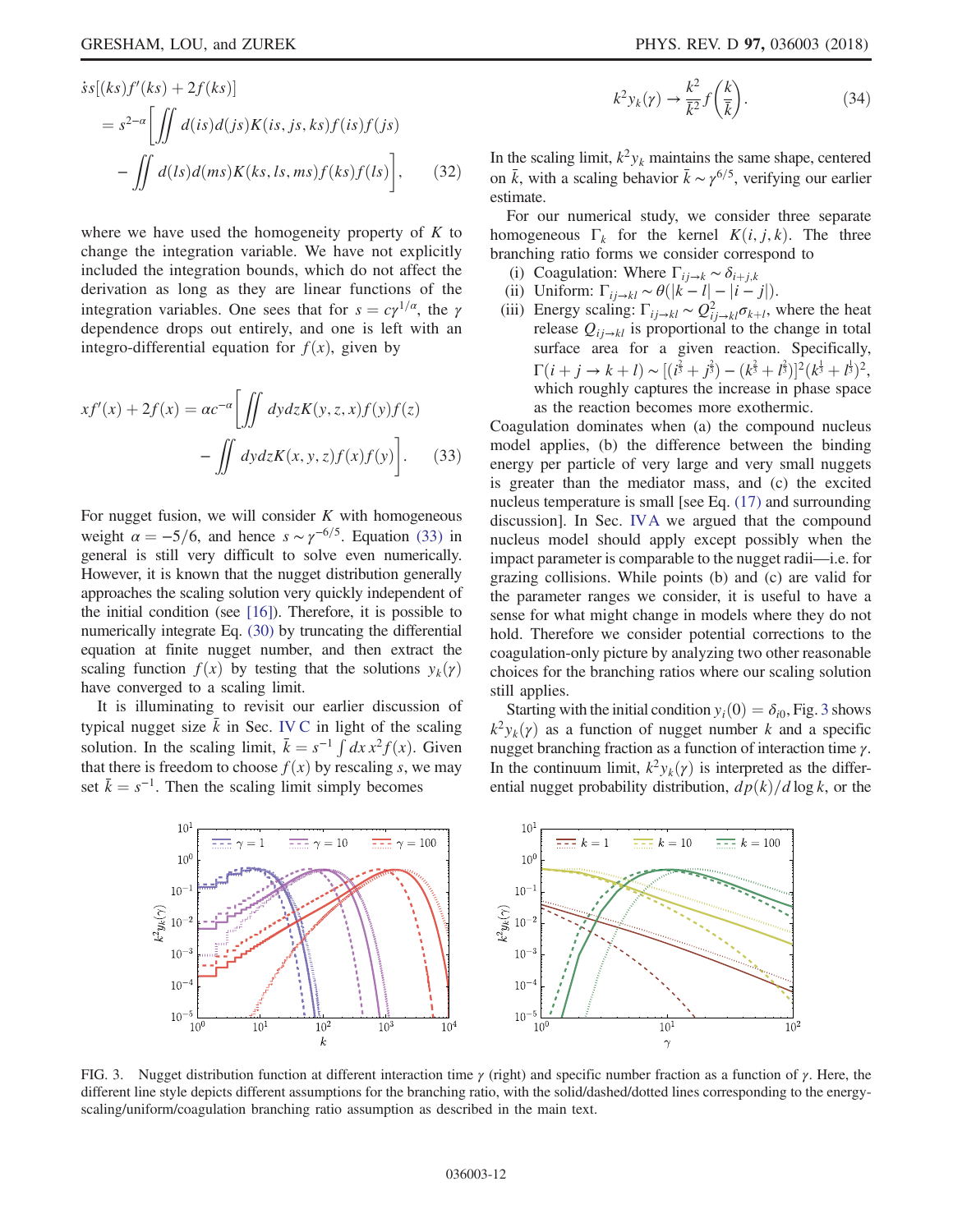$$
\begin{aligned}
&\dot{s}s[(ks)f'(ks) + 2f(ks)] \\
&= s^{2-\alpha}\left[\iint d(is)d(js)K(is, js, ks)f(is)f(js)\right. \\
&\quad \left. - \iint d(ls)d(ms)K(ks, ls, ms)f(ks)f(ls)\right], \qquad (32)
\end{aligned}
$$

where we have used the homogeneity property of $K$ to change the integration variable. We have not explicitly included the integration bounds, which do not affect the derivation as long as they are linear functions of the integration variables. One sees that for $s = c\gamma^{1/\alpha}$, the $\gamma$ dependence drops out entirely, and one is left with an integro-differential equation for $f(x)$, given by

$$
\begin{aligned}
xf'(x) + 2f(x) = \alpha c^{-\alpha}&\left[\iint dydzK(y, z, x)f(y)f(z)\right. \\
&\left. - \iint dydzK(x, y, z)f(x)f(y)\right]. \qquad (33)
\end{aligned}
$$

For nugget fusion, we will consider $K$ with homogeneous weight $\alpha = -5/6$, and hence $s \sim \gamma^{-6/5}$. Equation (33) in general is still very difficult to solve even numerically. However, it is known that the nugget distribution generally approaches the scaling solution very quickly independent of the initial condition (see [16]). Therefore, it is possible to numerically integrate Eq. (30) by truncating the differential equation at finite nugget number, and then extract the scaling function $f(x)$ by testing that the solutions $y_k(\gamma)$ have converged to a scaling limit.

It is illuminating to revisit our earlier discussion of typical nugget size $\bar{k}$ in Sec. IV C in light of the scaling solution. In the scaling limit, $\bar{k} = s^{-1}\int dx\, x^2 f(x)$. Given that there is freedom to choose $f(x)$ by rescaling $s$, we may set $\bar{k} = s^{-1}$. Then the scaling limit simply becomes

$$
k^2 y_k(\gamma) \to \frac{k^2}{\bar{k}^2} f\left(\frac{k}{\bar{k}}\right). \qquad (34)
$$

In the scaling limit, $k^2 y_k$ maintains the same shape, centered on $\bar{k}$, with a scaling behavior $\bar{k} \sim \gamma^{6/5}$, verifying our earlier estimate.

For our numerical study, we consider three separate homogeneous $\Gamma_k$ for the kernel $K(i, j, k)$. The three branching ratio forms we consider correspond to

(i) Coagulation: Where $\Gamma_{ij\to k} \sim \delta_{i+j,k}$
(ii) Uniform: $\Gamma_{ij\to kl} \sim \theta(|k - l| - |i - j|)$.
(iii) Energy scaling: $\Gamma_{ij\to kl} \sim Q^2_{ij\to kl}\sigma_{k+l}$, where the heat release $Q_{ij\to kl}$ is proportional to the change in total surface area for a given reaction. Specifically, $\Gamma(i + j \to k + l) \sim [(i^{\frac{2}{3}} + j^{\frac{2}{3}}) - (k^{\frac{2}{3}} + l^{\frac{2}{3}})]^2(k^{\frac{1}{3}} + l^{\frac{1}{3}})^2$, which roughly captures the increase in phase space as the reaction becomes more exothermic.

Coagulation dominates when (a) the compound nucleus model applies, (b) the difference between the binding energy per particle of very large and very small nuggets is greater than the mediator mass, and (c) the excited nucleus temperature is small [see Eq. (17) and surrounding discussion]. In Sec. IV A we argued that the compound nucleus model should apply except possibly when the impact parameter is comparable to the nugget radii—i.e. for grazing collisions. While points (b) and (c) are valid for the parameter ranges we consider, it is useful to have a sense for what might change in models where they do not hold. Therefore we consider potential corrections to the coagulation-only picture by analyzing two other reasonable choices for the branching ratios where our scaling solution still applies.

Starting with the initial condition $y_i(0) = \delta_{i0}$, Fig. 3 shows $k^2 y_k(\gamma)$ as a function of nugget number $k$ and a specific nugget branching fraction as a function of interaction time $\gamma$. In the continuum limit, $k^2 y_k(\gamma)$ is interpreted as the differential nugget probability distribution, $dp(k)/d\log k$, or the

FIG. 3. Nugget distribution function at different interaction time $\gamma$ (right) and specific number fraction as a function of $\gamma$. Here, the different line style depicts different assumptions for the branching ratio, with the solid/dashed/dotted lines corresponding to the energy-scaling/uniform/coagulation branching ratio assumption as described in the main text.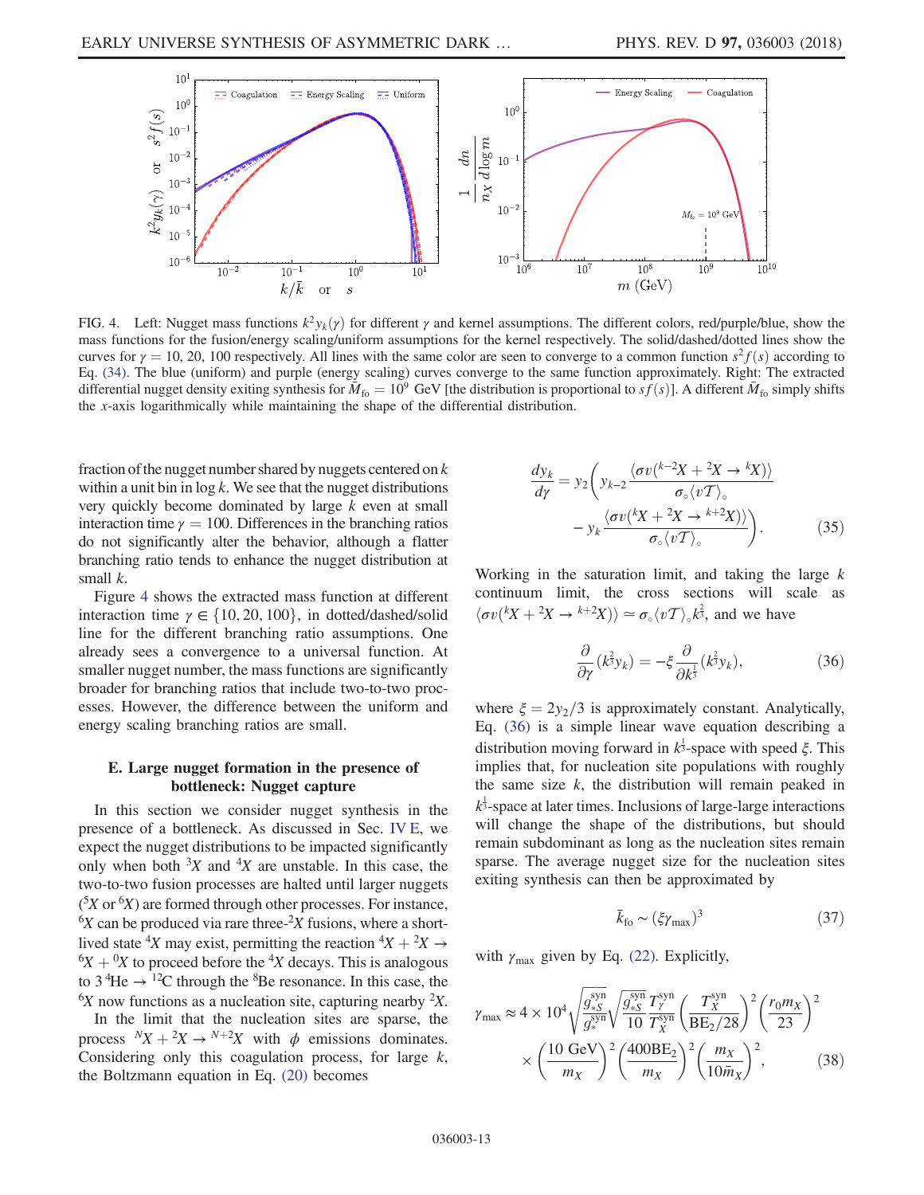FIG. 4. Left: Nugget mass functions $k^2 y_k(\gamma)$ for different $\gamma$ and kernel assumptions. The different colors, red/purple/blue, show the mass functions for the fusion/energy scaling/uniform assumptions for the kernel respectively. The solid/dashed/dotted lines show the curves for $\gamma = 10$, 20, 100 respectively. All lines with the same color are seen to converge to a common function $s^2 f(s)$ according to Eq. (34). The blue (uniform) and purple (energy scaling) curves converge to the same function approximately. Right: The extracted differential nugget density exiting synthesis for $\bar{M}_{\rm fo} = 10^9$ GeV [the distribution is proportional to $sf(s)$]. A different $\bar{M}_{\rm fo}$ simply shifts the $x$-axis logarithmically while maintaining the shape of the differential distribution.

fraction of the nugget number shared by nuggets centered on $k$ within a unit bin in $\log k$. We see that the nugget distributions very quickly become dominated by large $k$ even at small interaction time $\gamma = 100$. Differences in the branching ratios do not significantly alter the behavior, although a flatter branching ratio tends to enhance the nugget distribution at small $k$.

Figure 4 shows the extracted mass function at different interaction time $\gamma \in \{10, 20, 100\}$, in dotted/dashed/solid line for the different branching ratio assumptions. One already sees a convergence to a universal function. At smaller nugget number, the mass functions are significantly broader for branching ratios that include two-to-two processes. However, the difference between the uniform and energy scaling branching ratios are small.

### E. Large nugget formation in the presence of bottleneck: Nugget capture

In this section we consider nugget synthesis in the presence of a bottleneck. As discussed in Sec. IV E, we expect the nugget distributions to be impacted significantly only when both ${}^3X$ and ${}^4X$ are unstable. In this case, the two-to-two fusion processes are halted until larger nuggets (${}^5X$ or ${}^6X$) are formed through other processes. For instance, ${}^6X$ can be produced via rare three-${}^2X$ fusions, where a short-lived state ${}^4X$ may exist, permitting the reaction ${}^4X + {}^2X \to {}^6X + {}^0X$ to proceed before the ${}^4X$ decays. This is analogous to $3\,{}^4\mathrm{He} \to {}^{12}\mathrm{C}$ through the ${}^8\mathrm{Be}$ resonance. In this case, the ${}^6X$ now functions as a nucleation site, capturing nearby ${}^2X$.

In the limit that the nucleation sites are sparse, the process ${}^NX + {}^2X \to {}^{N+2}X$ with $\phi$ emissions dominates. Considering only this coagulation process, for large $k$, the Boltzmann equation in Eq. (20) becomes

$$
\frac{dy_k}{d\gamma} = y_2 \left( y_{k-2} \frac{\langle \sigma v({}^{k-2}X + {}^2X \to {}^kX) \rangle}{\sigma_\circ \langle v\mathcal{T} \rangle_\circ} - y_k \frac{\langle \sigma v({}^kX + {}^2X \to {}^{k+2}X) \rangle}{\sigma_\circ \langle v\mathcal{T} \rangle_\circ} \right). \tag{35}
$$

Working in the saturation limit, and taking the large $k$ continuum limit, the cross sections will scale as $\langle \sigma v({}^kX + {}^2X \to {}^{k+2}X) \rangle \simeq \sigma_\circ \langle v\mathcal{T} \rangle_\circ k^{\frac{2}{3}}$, and we have

$$
\frac{\partial}{\partial \gamma}(k^{\frac{2}{3}} y_k) = -\xi \frac{\partial}{\partial k^{\frac{1}{3}}}(k^{\frac{2}{3}} y_k), \tag{36}
$$

where $\xi = 2y_2/3$ is approximately constant. Analytically, Eq. (36) is a simple linear wave equation describing a distribution moving forward in $k^{\frac{1}{3}}$-space with speed $\xi$. This implies that, for nucleation site populations with roughly the same size $k$, the distribution will remain peaked in $k^{\frac{1}{3}}$-space at later times. Inclusions of large-large interactions will change the shape of the distributions, but should remain subdominant as long as the nucleation sites remain sparse. The average nugget size for the nucleation sites exiting synthesis can then be approximated by

$$
\bar{k}_{\rm fo} \sim (\xi \gamma_{\rm max})^3 \tag{37}
$$

with $\gamma_{\rm max}$ given by Eq. (22). Explicitly,

$$
\gamma_{\rm max} \approx 4 \times 10^4 \sqrt{\frac{g_{*S}^{\rm syn}}{g_*^{\rm syn}}} \sqrt{\frac{g_{*S}^{\rm syn}}{10}} \frac{T_\gamma^{\rm syn}}{T_X^{\rm syn}} \left( \frac{T_X^{\rm syn}}{\mathrm{BE}_2/28} \right)^2 \left( \frac{r_0 m_X}{23} \right)^2 \times \left( \frac{10~\mathrm{GeV}}{m_X} \right)^2 \left( \frac{400 \mathrm{BE}_2}{m_X} \right)^2 \left( \frac{m_X}{10 \bar{m}_X} \right)^2, \tag{38}
$$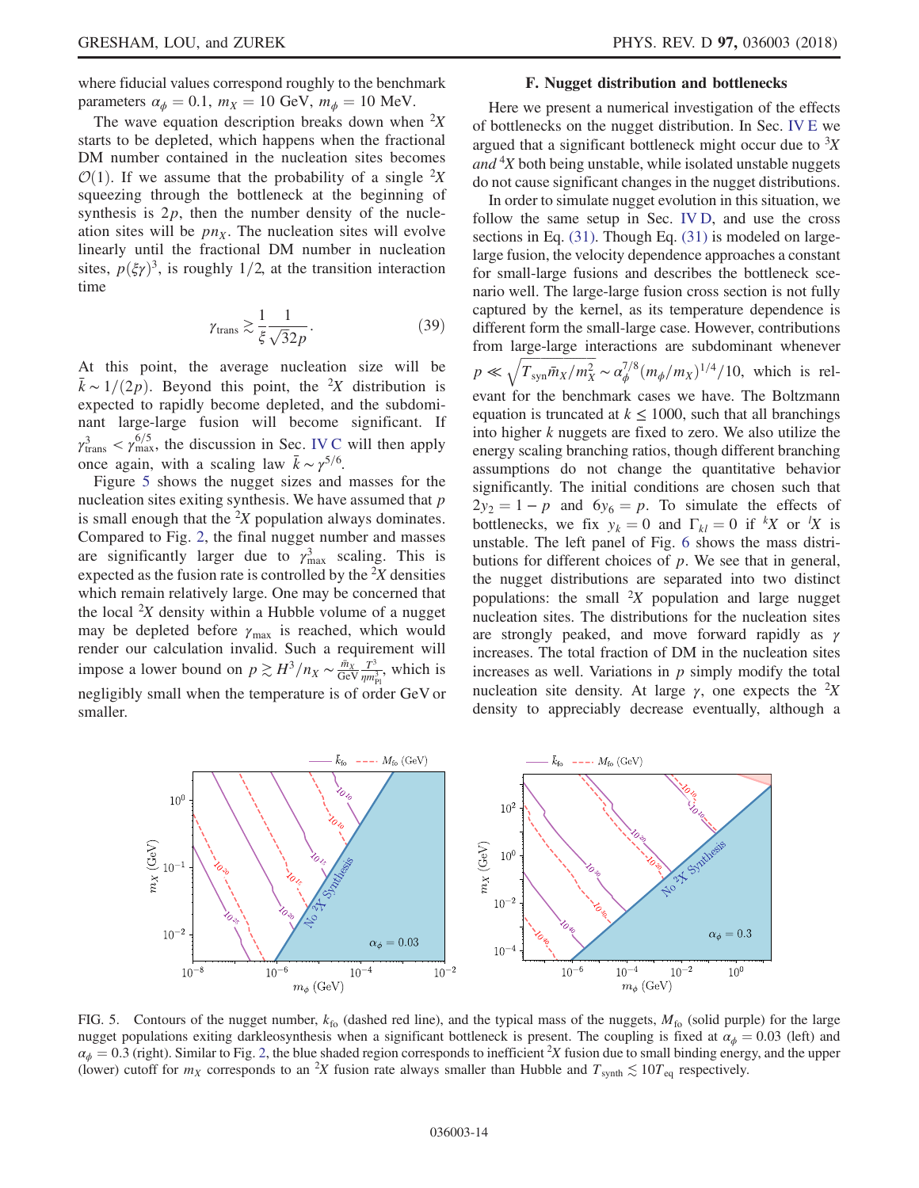where fiducial values correspond roughly to the benchmark parameters $\alpha_\phi = 0.1$, $m_X = 10$ GeV, $m_\phi = 10$ MeV.

The wave equation description breaks down when ${}^2X$ starts to be depleted, which happens when the fractional DM number contained in the nucleation sites becomes $\mathcal{O}(1)$. If we assume that the probability of a single ${}^2X$ squeezing through the bottleneck at the beginning of synthesis is $2p$, then the number density of the nucleation sites will be $pn_X$. The nucleation sites will evolve linearly until the fractional DM number in nucleation sites, $p(\xi\gamma)^3$, is roughly 1/2, at the transition interaction time

$$\gamma_{\text{trans}} \gtrsim \frac{1}{\xi}\frac{1}{\sqrt{32p}}. \tag{39}$$

At this point, the average nucleation size will be $\bar{k} \sim 1/(2p)$. Beyond this point, the ${}^2X$ distribution is expected to rapidly become depleted, and the subdominant large-large fusion will become significant. If $\gamma_{\text{trans}}^3 < \gamma_{\text{max}}^{6/5}$, the discussion in Sec. IV C will then apply once again, with a scaling law $\bar{k} \sim \gamma^{5/6}$.

Figure 5 shows the nugget sizes and masses for the nucleation sites exiting synthesis. We have assumed that $p$ is small enough that the ${}^2X$ population always dominates. Compared to Fig. 2, the final nugget number and masses are significantly larger due to $\gamma_{\text{max}}^3$ scaling. This is expected as the fusion rate is controlled by the ${}^2X$ densities which remain relatively large. One may be concerned that the local ${}^2X$ density within a Hubble volume of a nugget may be depleted before $\gamma_{\text{max}}$ is reached, which would render our calculation invalid. Such a requirement will impose a lower bound on $p \gtrsim H^3/n_X \sim \frac{\bar{m}_X}{\text{GeV}}\frac{T^3}{\eta m_{\text{Pl}}^3}$, which is negligibly small when the temperature is of order GeV or smaller.

### F. Nugget distribution and bottlenecks

Here we present a numerical investigation of the effects of bottlenecks on the nugget distribution. In Sec. IV E we argued that a significant bottleneck might occur due to ${}^3X$ *and* ${}^4X$ both being unstable, while isolated unstable nuggets do not cause significant changes in the nugget distributions.

In order to simulate nugget evolution in this situation, we follow the same setup in Sec. IV D, and use the cross sections in Eq. (31). Though Eq. (31) is modeled on large-large fusion, the velocity dependence approaches a constant for small-large fusions and describes the bottleneck scenario well. The large-large fusion cross section is not fully captured by the kernel, as its temperature dependence is different form the small-large case. However, contributions from large-large interactions are subdominant whenever $p \ll \sqrt{T_{\text{syn}}\bar{m}_X/m_X^2} \sim \alpha_\phi^{7/8}(m_\phi/m_X)^{1/4}/10$, which is relevant for the benchmark cases we have. The Boltzmann equation is truncated at $k \leq 1000$, such that all branchings into higher $k$ nuggets are fixed to zero. We also utilize the energy scaling branching ratios, though different branching assumptions do not change the quantitative behavior significantly. The initial conditions are chosen such that $2y_2 = 1 - p$ and $6y_6 = p$. To simulate the effects of bottlenecks, we fix $y_k = 0$ and $\Gamma_{kl} = 0$ if ${}^kX$ or ${}^lX$ is unstable. The left panel of Fig. 6 shows the mass distributions for different choices of $p$. We see that in general, the nugget distributions are separated into two distinct populations: the small ${}^2X$ population and large nugget nucleation sites. The distributions for the nucleation sites are strongly peaked, and move forward rapidly as $\gamma$ increases. The total fraction of DM in the nucleation sites increases as well. Variations in $p$ simply modify the total nucleation site density. At large $\gamma$, one expects the ${}^2X$ density to appreciably decrease eventually, although a

FIG. 5. Contours of the nugget number, $k_{\text{fo}}$ (dashed red line), and the typical mass of the nuggets, $M_{\text{fo}}$ (solid purple) for the large nugget populations exiting darkleosynthesis when a significant bottleneck is present. The coupling is fixed at $\alpha_\phi = 0.03$ (left) and $\alpha_\phi = 0.3$ (right). Similar to Fig. 2, the blue shaded region corresponds to inefficient ${}^2X$ fusion due to small binding energy, and the upper (lower) cutoff for $m_X$ corresponds to an ${}^2X$ fusion rate always smaller than Hubble and $T_{\text{synth}} \lesssim 10T_{\text{eq}}$ respectively.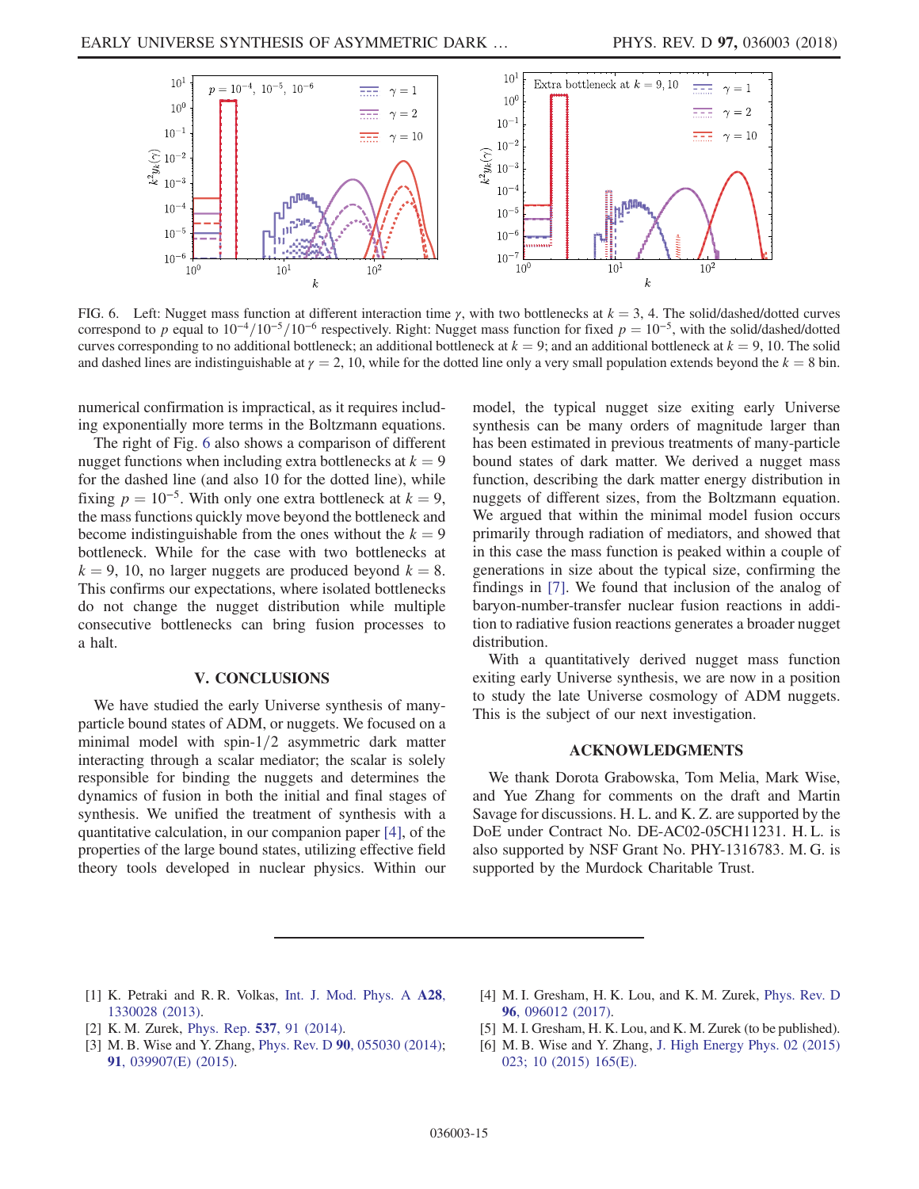FIG. 6. Left: Nugget mass function at different interaction time $\gamma$, with two bottlenecks at $k = 3, 4$. The solid/dashed/dotted curves correspond to $p$ equal to $10^{-4}/10^{-5}/10^{-6}$ respectively. Right: Nugget mass function for fixed $p = 10^{-5}$, with the solid/dashed/dotted curves corresponding to no additional bottleneck; an additional bottleneck at $k = 9$; and an additional bottleneck at $k = 9, 10$. The solid and dashed lines are indistinguishable at $\gamma = 2, 10$, while for the dotted line only a very small population extends beyond the $k = 8$ bin.

numerical confirmation is impractical, as it requires including exponentially more terms in the Boltzmann equations.

The right of Fig. 6 also shows a comparison of different nugget functions when including extra bottlenecks at $k = 9$ for the dashed line (and also 10 for the dotted line), while fixing $p = 10^{-5}$. With only one extra bottleneck at $k = 9$, the mass functions quickly move beyond the bottleneck and become indistinguishable from the ones without the $k = 9$ bottleneck. While for the case with two bottlenecks at $k = 9, 10$, no larger nuggets are produced beyond $k = 8$. This confirms our expectations, where isolated bottlenecks do not change the nugget distribution while multiple consecutive bottlenecks can bring fusion processes to a halt.

## V. CONCLUSIONS

We have studied the early Universe synthesis of many-particle bound states of ADM, or nuggets. We focused on a minimal model with spin-$1/2$ asymmetric dark matter interacting through a scalar mediator; the scalar is solely responsible for binding the nuggets and determines the dynamics of fusion in both the initial and final stages of synthesis. We unified the treatment of synthesis with a quantitative calculation, in our companion paper [4], of the properties of the large bound states, utilizing effective field theory tools developed in nuclear physics. Within our model, the typical nugget size exiting early Universe synthesis can be many orders of magnitude larger than has been estimated in previous treatments of many-particle bound states of dark matter. We derived a nugget mass function, describing the dark matter energy distribution in nuggets of different sizes, from the Boltzmann equation. We argued that within the minimal model fusion occurs primarily through radiation of mediators, and showed that in this case the mass function is peaked within a couple of generations in size about the typical size, confirming the findings in [7]. We found that inclusion of the analog of baryon-number-transfer nuclear fusion reactions in addition to radiative fusion reactions generates a broader nugget distribution.

With a quantitatively derived nugget mass function exiting early Universe synthesis, we are now in a position to study the late Universe cosmology of ADM nuggets. This is the subject of our next investigation.

## ACKNOWLEDGMENTS

We thank Dorota Grabowska, Tom Melia, Mark Wise, and Yue Zhang for comments on the draft and Martin Savage for discussions. H. L. and K. Z. are supported by the DoE under Contract No. DE-AC02-05CH11231. H. L. is also supported by NSF Grant No. PHY-1316783. M. G. is supported by the Murdock Charitable Trust.

---

[1] K. Petraki and R. R. Volkas, Int. J. Mod. Phys. A **A28**, 1330028 (2013).

[2] K. M. Zurek, Phys. Rep. **537**, 91 (2014).

[3] M. B. Wise and Y. Zhang, Phys. Rev. D **90**, 055030 (2014); **91**, 039907(E) (2015).

[4] M. I. Gresham, H. K. Lou, and K. M. Zurek, Phys. Rev. D **96**, 096012 (2017).

[5] M. I. Gresham, H. K. Lou, and K. M. Zurek (to be published).

[6] M. B. Wise and Y. Zhang, J. High Energy Phys. 02 (2015) 023; 10 (2015) 165(E).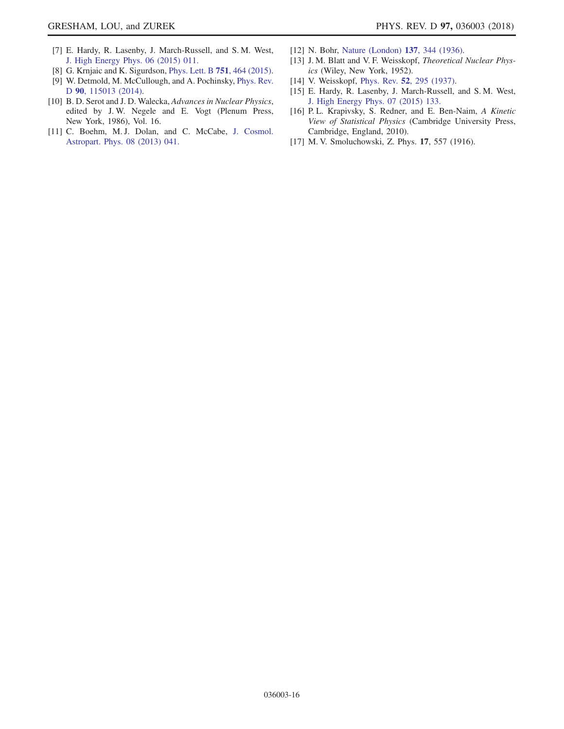[7] E. Hardy, R. Lasenby, J. March-Russell, and S. M. West, J. High Energy Phys. 06 (2015) 011.

[8] G. Krnjaic and K. Sigurdson, Phys. Lett. B **751**, 464 (2015).

[9] W. Detmold, M. McCullough, and A. Pochinsky, Phys. Rev. D **90**, 115013 (2014).

[10] B. D. Serot and J. D. Walecka, *Advances in Nuclear Physics*, edited by J. W. Negele and E. Vogt (Plenum Press, New York, 1986), Vol. 16.

[11] C. Boehm, M. J. Dolan, and C. McCabe, J. Cosmol. Astropart. Phys. 08 (2013) 041.

[12] N. Bohr, Nature (London) **137**, 344 (1936).

[13] J. M. Blatt and V. F. Weisskopf, *Theoretical Nuclear Physics* (Wiley, New York, 1952).

[14] V. Weisskopf, Phys. Rev. **52**, 295 (1937).

[15] E. Hardy, R. Lasenby, J. March-Russell, and S. M. West, J. High Energy Phys. 07 (2015) 133.

[16] P. L. Krapivsky, S. Redner, and E. Ben-Naim, *A Kinetic View of Statistical Physics* (Cambridge University Press, Cambridge, England, 2010).

[17] M. V. Smoluchowski, Z. Phys. **17**, 557 (1916).